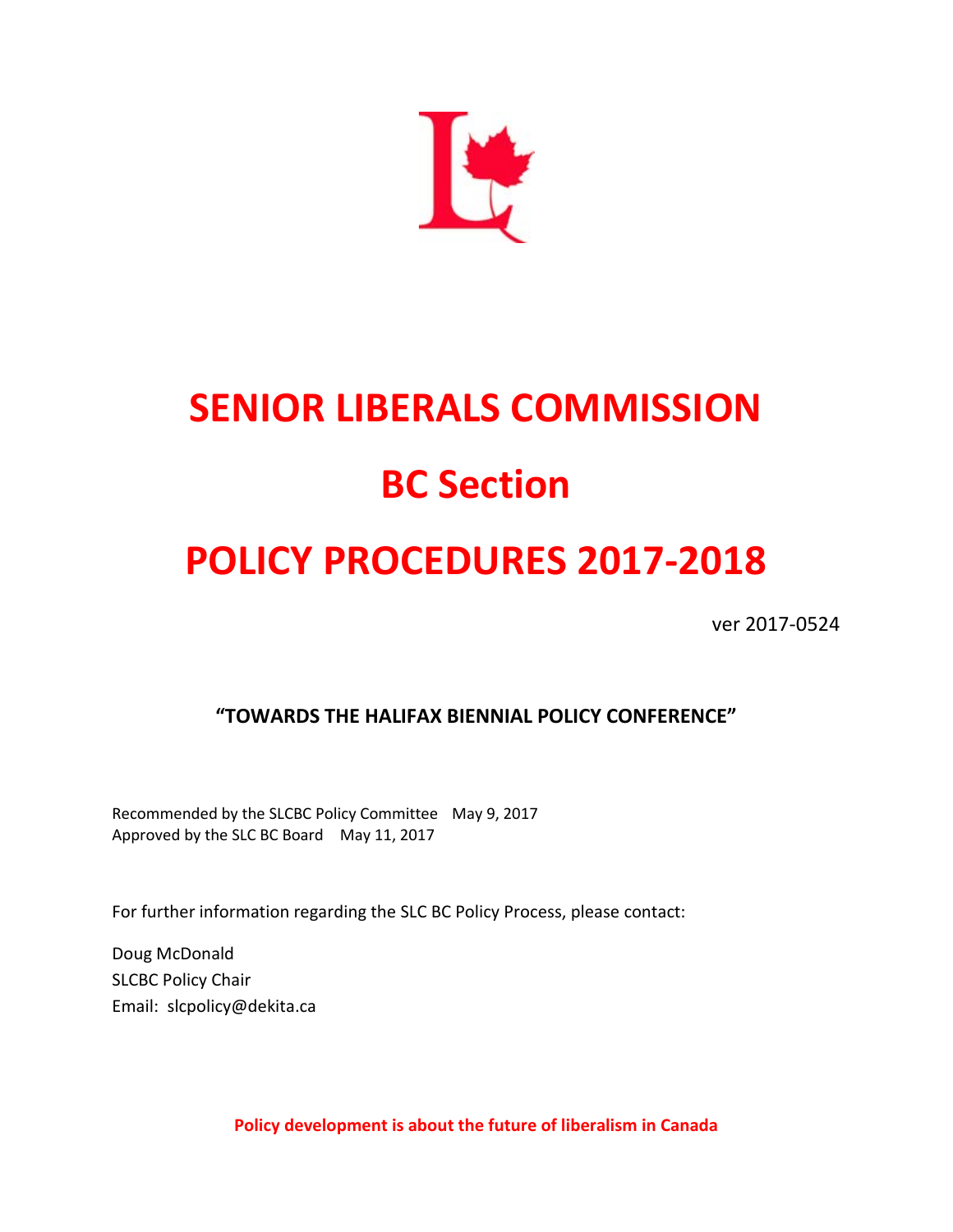# SENIOR LIBERALS COMMISSION

# BC Section

# POLICY PROCEDURES 2017-2018

ver 2017-0524

**"TOWARDS THE HALIFAX BIENNIAL POLICY CONFERENCE"**

Recommended by the SLCBC Policy Committee May 9, 2017
Approved by the SLC BC Board May 11, 2017

For further information regarding the SLC BC Policy Process, please contact:

Doug McDonald
SLCBC Policy Chair
Email: slcpolicy@dekita.ca

**Policy development is about the future of liberalism in Canada**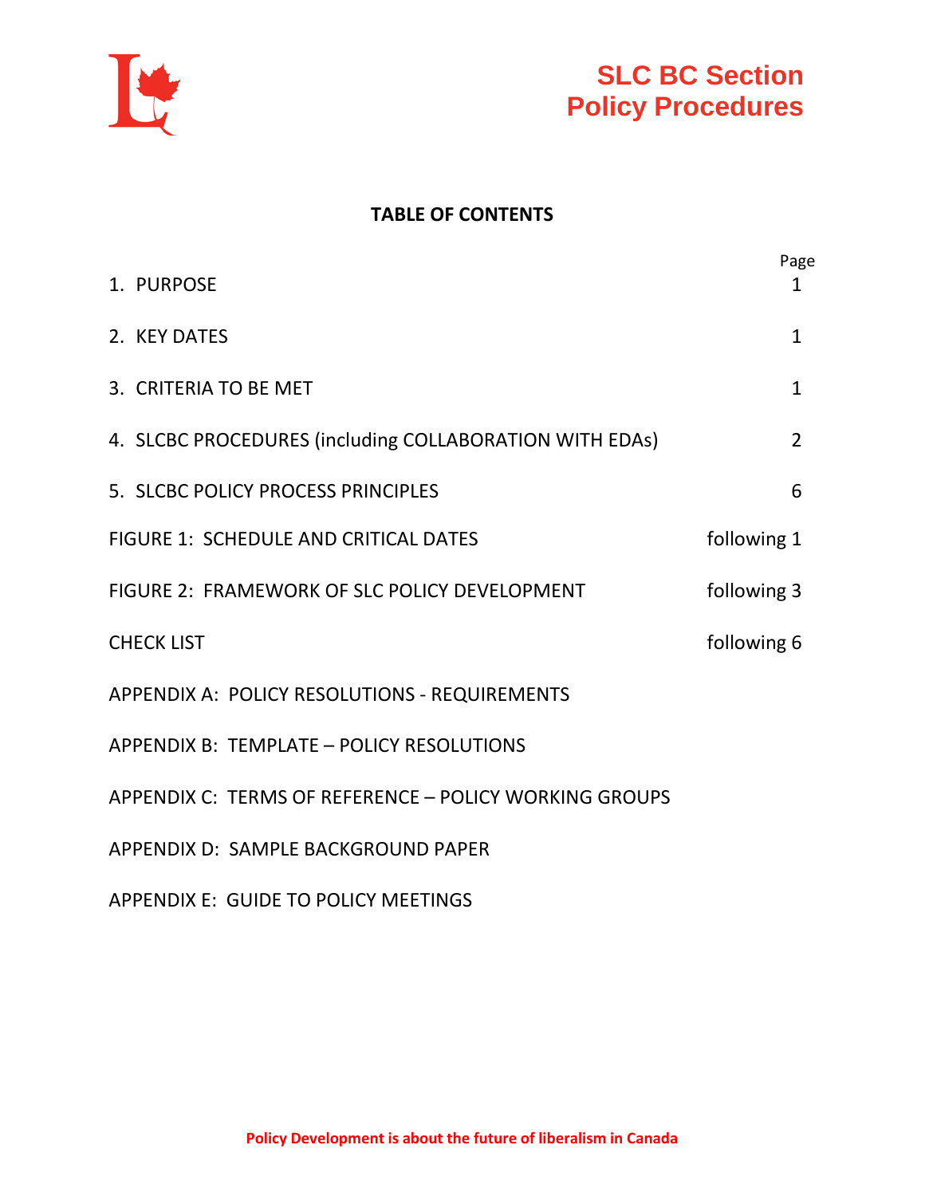# SLC BC Section
# Policy Procedures

## TABLE OF CONTENTS

| | Page |
|---|---|
| 1. PURPOSE | 1 |
| 2. KEY DATES | 1 |
| 3. CRITERIA TO BE MET | 1 |
| 4. SLCBC PROCEDURES (including COLLABORATION WITH EDAs) | 2 |
| 5. SLCBC POLICY PROCESS PRINCIPLES | 6 |
| FIGURE 1: SCHEDULE AND CRITICAL DATES | following 1 |
| FIGURE 2: FRAMEWORK OF SLC POLICY DEVELOPMENT | following 3 |
| CHECK LIST | following 6 |
| APPENDIX A: POLICY RESOLUTIONS - REQUIREMENTS | |
| APPENDIX B: TEMPLATE – POLICY RESOLUTIONS | |
| APPENDIX C: TERMS OF REFERENCE – POLICY WORKING GROUPS | |
| APPENDIX D: SAMPLE BACKGROUND PAPER | |
| APPENDIX E: GUIDE TO POLICY MEETINGS | |

**Policy Development is about the future of liberalism in Canada**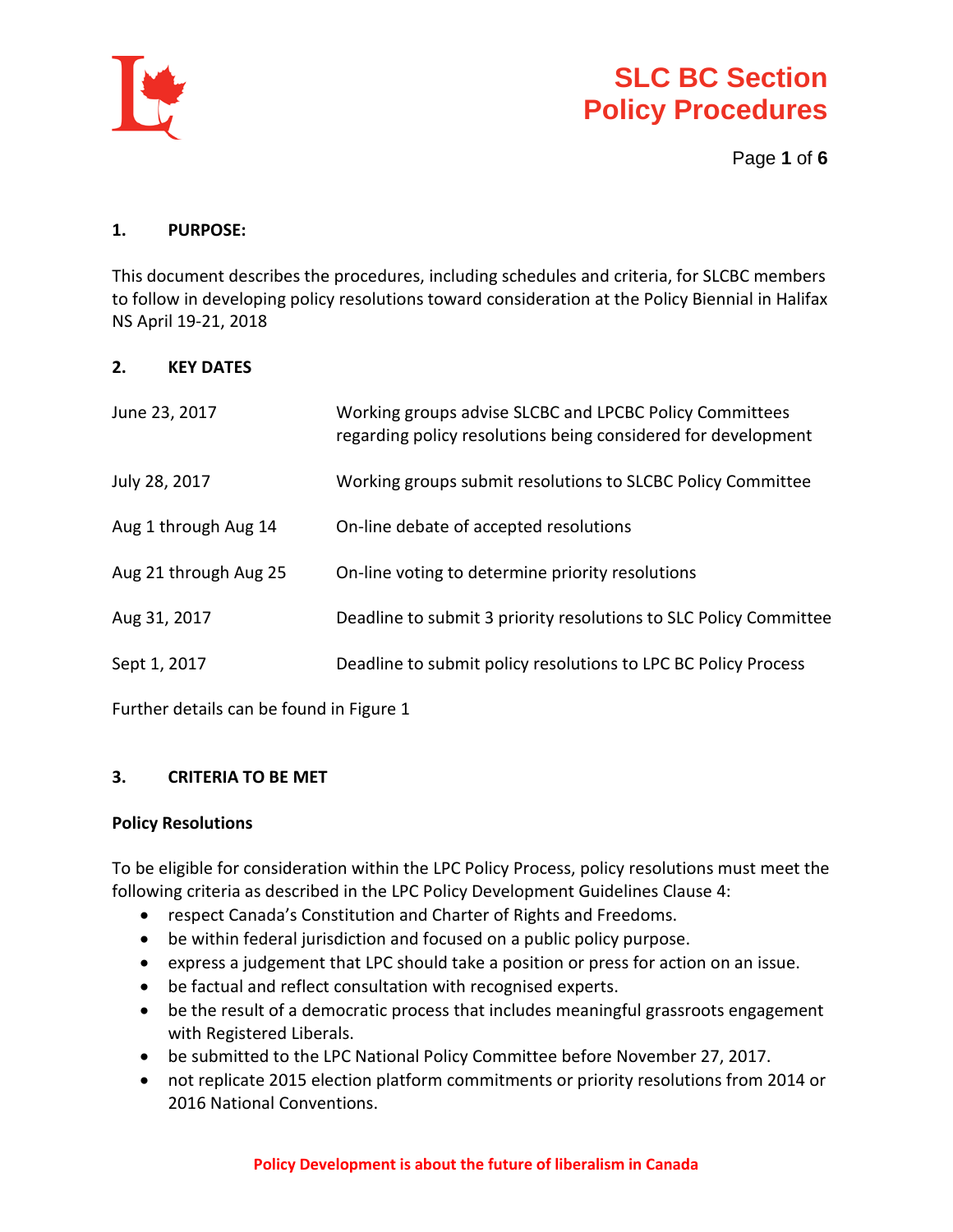# SLC BC Section Policy Procedures

## 1. PURPOSE:

This document describes the procedures, including schedules and criteria, for SLCBC members to follow in developing policy resolutions toward consideration at the Policy Biennial in Halifax NS April 19-21, 2018

## 2. KEY DATES

| | |
|---|---|
| June 23, 2017 | Working groups advise SLCBC and LPCBC Policy Committees regarding policy resolutions being considered for development |
| July 28, 2017 | Working groups submit resolutions to SLCBC Policy Committee |
| Aug 1 through Aug 14 | On-line debate of accepted resolutions |
| Aug 21 through Aug 25 | On-line voting to determine priority resolutions |
| Aug 31, 2017 | Deadline to submit 3 priority resolutions to SLC Policy Committee |
| Sept 1, 2017 | Deadline to submit policy resolutions to LPC BC Policy Process |

Further details can be found in Figure 1

## 3. CRITERIA TO BE MET

**Policy Resolutions**

To be eligible for consideration within the LPC Policy Process, policy resolutions must meet the following criteria as described in the LPC Policy Development Guidelines Clause 4:

- respect Canada's Constitution and Charter of Rights and Freedoms.
- be within federal jurisdiction and focused on a public policy purpose.
- express a judgement that LPC should take a position or press for action on an issue.
- be factual and reflect consultation with recognised experts.
- be the result of a democratic process that includes meaningful grassroots engagement with Registered Liberals.
- be submitted to the LPC National Policy Committee before November 27, 2017.
- not replicate 2015 election platform commitments or priority resolutions from 2014 or 2016 National Conventions.

**Policy Development is about the future of liberalism in Canada**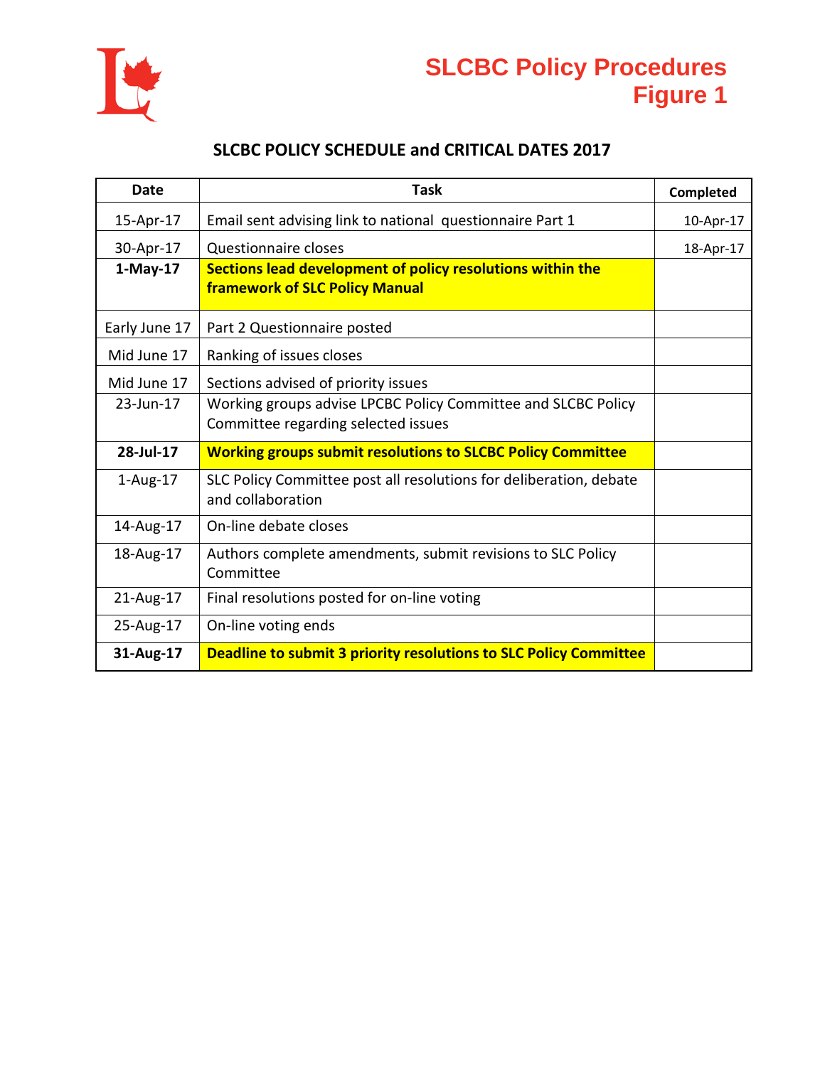# SLCBC Policy Procedures
# Figure 1

## SLCBC POLICY SCHEDULE and CRITICAL DATES 2017

| Date | Task | Completed |
|---|---|---|
| 15-Apr-17 | Email sent advising link to national questionnaire Part 1 | 10-Apr-17 |
| 30-Apr-17 | Questionnaire closes | 18-Apr-17 |
| **1-May-17** | **Sections lead development of policy resolutions within the framework of SLC Policy Manual** | |
| Early June 17 | Part 2 Questionnaire posted | |
| Mid June 17 | Ranking of issues closes | |
| Mid June 17 | Sections advised of priority issues | |
| 23-Jun-17 | Working groups advise LPCBC Policy Committee and SLCBC Policy Committee regarding selected issues | |
| **28-Jul-17** | **Working groups submit resolutions to SLCBC Policy Committee** | |
| 1-Aug-17 | SLC Policy Committee post all resolutions for deliberation, debate and collaboration | |
| 14-Aug-17 | On-line debate closes | |
| 18-Aug-17 | Authors complete amendments, submit revisions to SLC Policy Committee | |
| 21-Aug-17 | Final resolutions posted for on-line voting | |
| 25-Aug-17 | On-line voting ends | |
| **31-Aug-17** | **Deadline to submit 3 priority resolutions to SLC Policy Committee** | |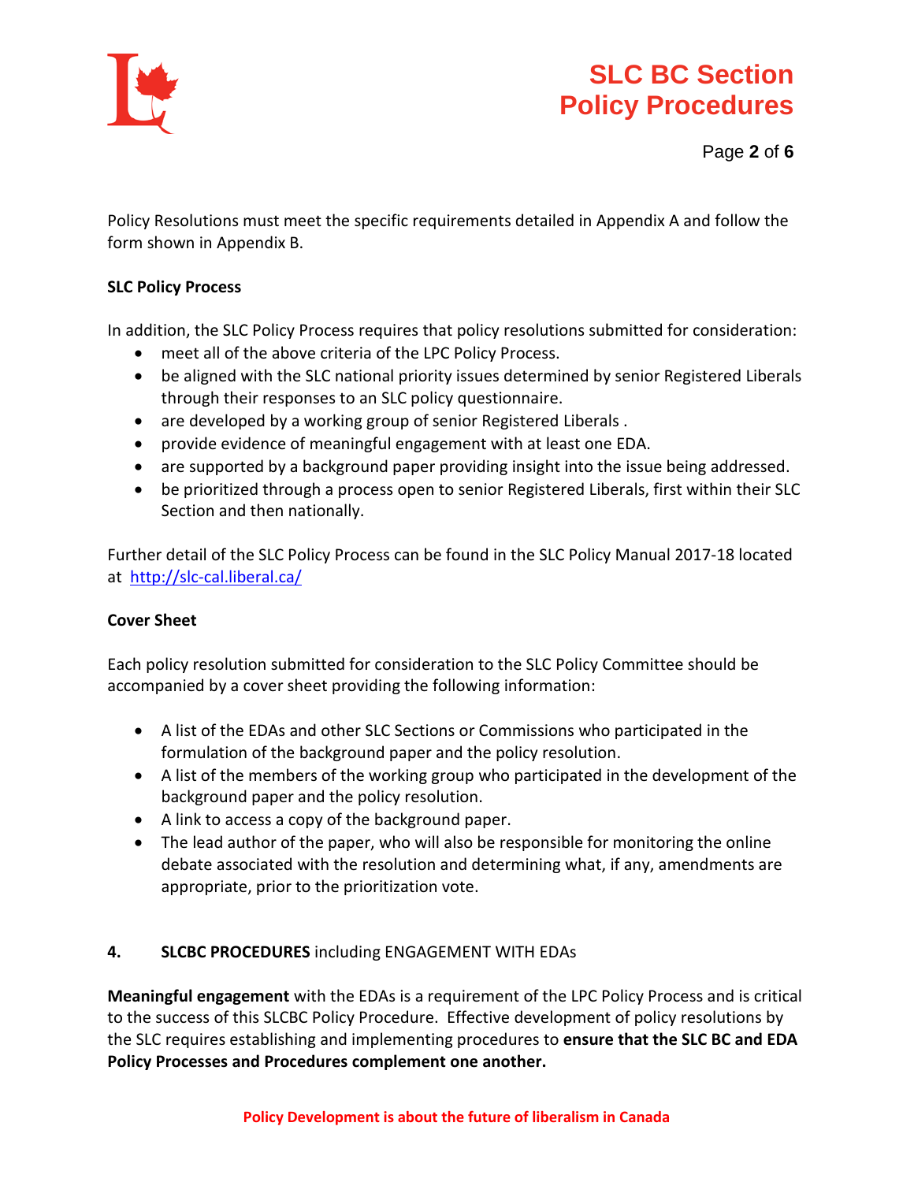Policy Resolutions must meet the specific requirements detailed in Appendix A and follow the form shown in Appendix B.

**SLC Policy Process**

In addition, the SLC Policy Process requires that policy resolutions submitted for consideration:

- meet all of the above criteria of the LPC Policy Process.
- be aligned with the SLC national priority issues determined by senior Registered Liberals through their responses to an SLC policy questionnaire.
- are developed by a working group of senior Registered Liberals .
- provide evidence of meaningful engagement with at least one EDA.
- are supported by a background paper providing insight into the issue being addressed.
- be prioritized through a process open to senior Registered Liberals, first within their SLC Section and then nationally.

Further detail of the SLC Policy Process can be found in the SLC Policy Manual 2017-18 located at http://slc-cal.liberal.ca/

**Cover Sheet**

Each policy resolution submitted for consideration to the SLC Policy Committee should be accompanied by a cover sheet providing the following information:

- A list of the EDAs and other SLC Sections or Commissions who participated in the formulation of the background paper and the policy resolution.
- A list of the members of the working group who participated in the development of the background paper and the policy resolution.
- A link to access a copy of the background paper.
- The lead author of the paper, who will also be responsible for monitoring the online debate associated with the resolution and determining what, if any, amendments are appropriate, prior to the prioritization vote.

## 4. **SLCBC PROCEDURES** including ENGAGEMENT WITH EDAs

**Meaningful engagement** with the EDAs is a requirement of the LPC Policy Process and is critical to the success of this SLCBC Policy Procedure. Effective development of policy resolutions by the SLC requires establishing and implementing procedures to **ensure that the SLC BC and EDA Policy Processes and Procedures complement one another.**

**Policy Development is about the future of liberalism in Canada**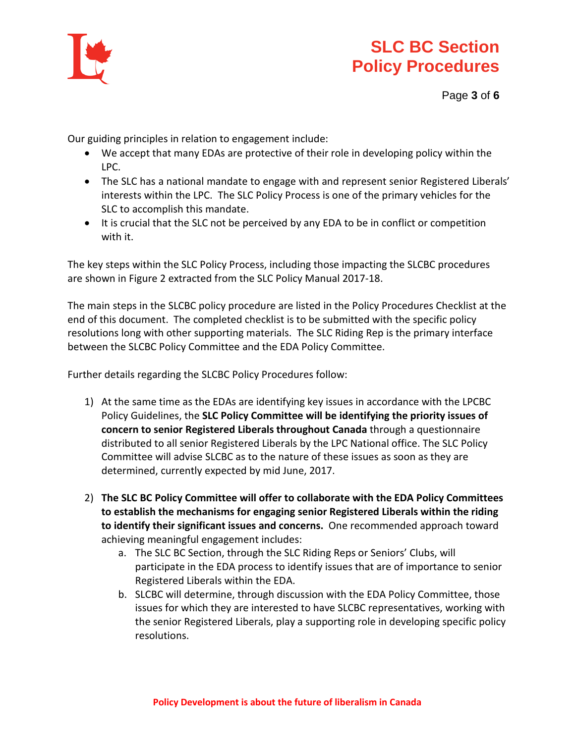Our guiding principles in relation to engagement include:

- We accept that many EDAs are protective of their role in developing policy within the LPC.
- The SLC has a national mandate to engage with and represent senior Registered Liberals' interests within the LPC. The SLC Policy Process is one of the primary vehicles for the SLC to accomplish this mandate.
- It is crucial that the SLC not be perceived by any EDA to be in conflict or competition with it.

The key steps within the SLC Policy Process, including those impacting the SLCBC procedures are shown in Figure 2 extracted from the SLC Policy Manual 2017-18.

The main steps in the SLCBC policy procedure are listed in the Policy Procedures Checklist at the end of this document. The completed checklist is to be submitted with the specific policy resolutions long with other supporting materials. The SLC Riding Rep is the primary interface between the SLCBC Policy Committee and the EDA Policy Committee.

Further details regarding the SLCBC Policy Procedures follow:

1) At the same time as the EDAs are identifying key issues in accordance with the LPCBC Policy Guidelines, the **SLC Policy Committee will be identifying the priority issues of concern to senior Registered Liberals throughout Canada** through a questionnaire distributed to all senior Registered Liberals by the LPC National office. The SLC Policy Committee will advise SLCBC as to the nature of these issues as soon as they are determined, currently expected by mid June, 2017.

2) **The SLC BC Policy Committee will offer to collaborate with the EDA Policy Committees to establish the mechanisms for engaging senior Registered Liberals within the riding to identify their significant issues and concerns.** One recommended approach toward achieving meaningful engagement includes:
    a. The SLC BC Section, through the SLC Riding Reps or Seniors' Clubs, will participate in the EDA process to identify issues that are of importance to senior Registered Liberals within the EDA.
    b. SLCBC will determine, through discussion with the EDA Policy Committee, those issues for which they are interested to have SLCBC representatives, working with the senior Registered Liberals, play a supporting role in developing specific policy resolutions.

**Policy Development is about the future of liberalism in Canada**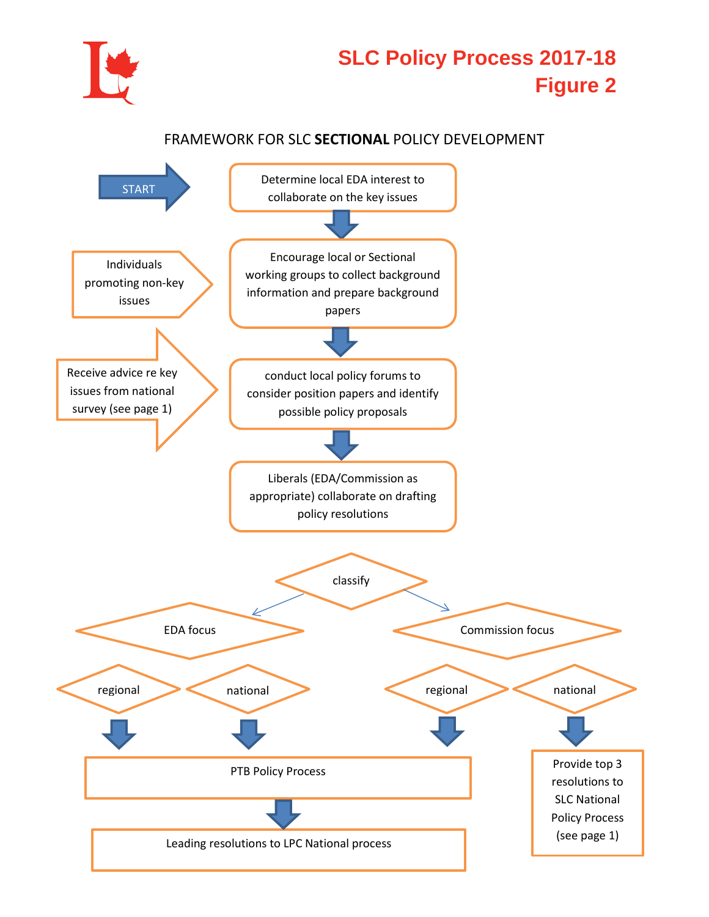# SLC Policy Process 2017-18
# Figure 2

FRAMEWORK FOR SLC **SECTIONAL** POLICY DEVELOPMENT

START

Determine local EDA interest to collaborate on the key issues

Individuals promoting non-key issues

Encourage local or Sectional working groups to collect background information and prepare background papers

Receive advice re key issues from national survey (see page 1)

conduct local policy forums to consider position papers and identify possible policy proposals

Liberals (EDA/Commission as appropriate) collaborate on drafting policy resolutions

classify

EDA focus

Commission focus

regional

national

regional

national

PTB Policy Process

Provide top 3 resolutions to SLC National Policy Process (see page 1)

Leading resolutions to LPC National process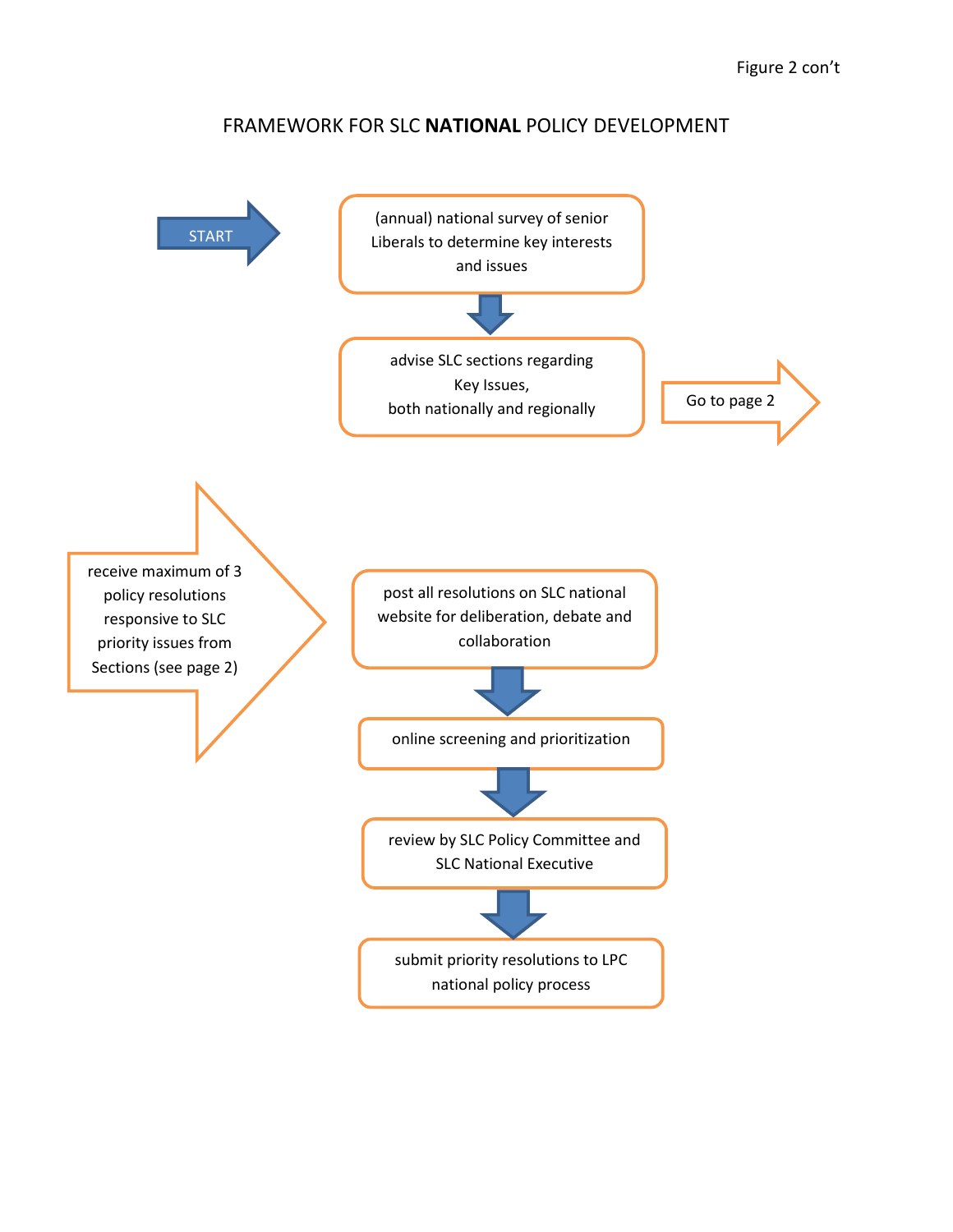Figure 2 con't

# FRAMEWORK FOR SLC **NATIONAL** POLICY DEVELOPMENT

START →

(annual) national survey of senior Liberals to determine key interests and issues

↓

advise SLC sections regarding Key Issues, both nationally and regionally

Go to page 2 →

receive maximum of 3 policy resolutions responsive to SLC priority issues from Sections (see page 2) →

post all resolutions on SLC national website for deliberation, debate and collaboration

↓

online screening and prioritization

↓

review by SLC Policy Committee and SLC National Executive

↓

submit priority resolutions to LPC national policy process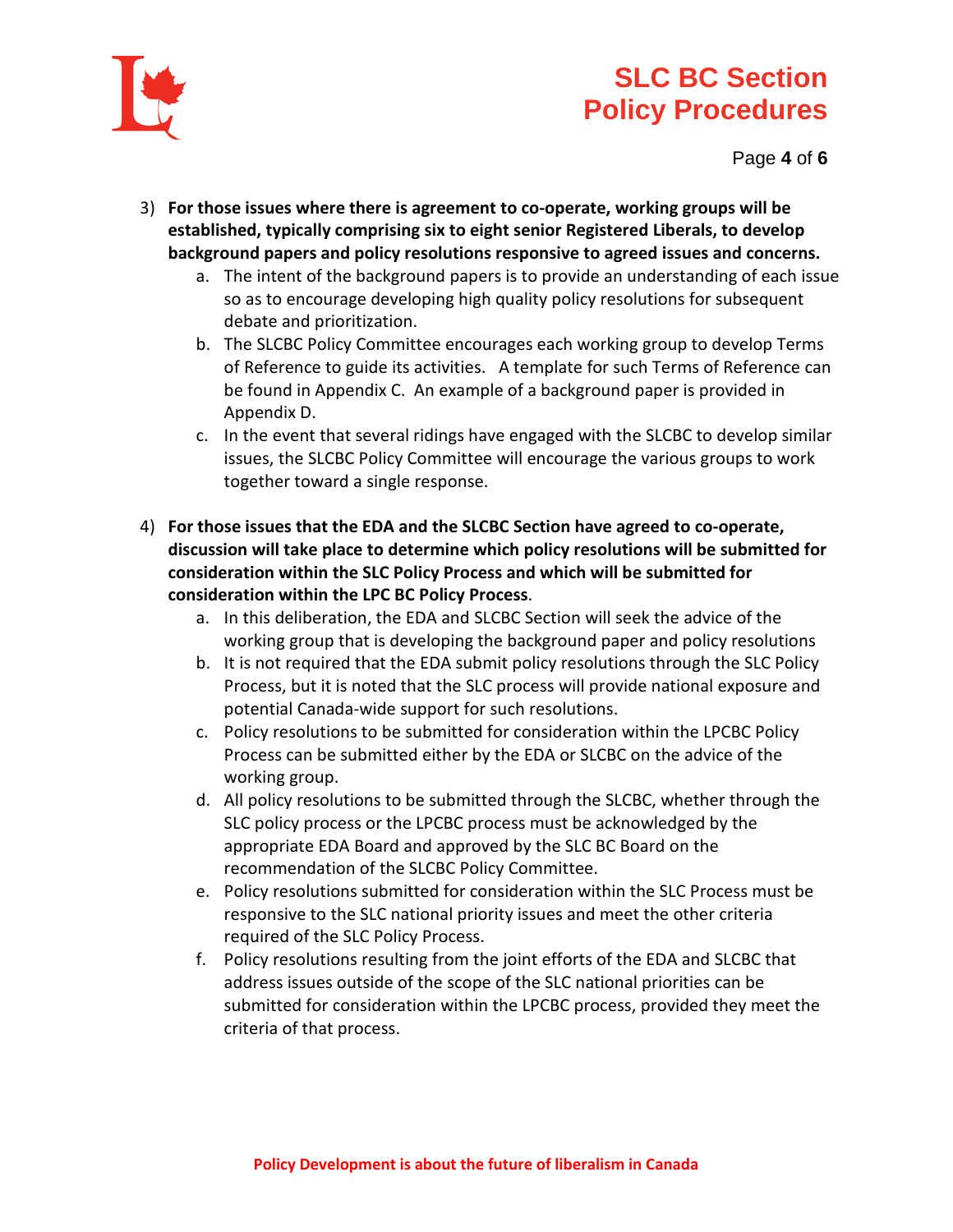3) **For those issues where there is agreement to co-operate, working groups will be established, typically comprising six to eight senior Registered Liberals, to develop background papers and policy resolutions responsive to agreed issues and concerns.**
   a. The intent of the background papers is to provide an understanding of each issue so as to encourage developing high quality policy resolutions for subsequent debate and prioritization.
   b. The SLCBC Policy Committee encourages each working group to develop Terms of Reference to guide its activities. A template for such Terms of Reference can be found in Appendix C. An example of a background paper is provided in Appendix D.
   c. In the event that several ridings have engaged with the SLCBC to develop similar issues, the SLCBC Policy Committee will encourage the various groups to work together toward a single response.

4) **For those issues that the EDA and the SLCBC Section have agreed to co-operate, discussion will take place to determine which policy resolutions will be submitted for consideration within the SLC Policy Process and which will be submitted for consideration within the LPC BC Policy Process**.
   a. In this deliberation, the EDA and SLCBC Section will seek the advice of the working group that is developing the background paper and policy resolutions
   b. It is not required that the EDA submit policy resolutions through the SLC Policy Process, but it is noted that the SLC process will provide national exposure and potential Canada-wide support for such resolutions.
   c. Policy resolutions to be submitted for consideration within the LPCBC Policy Process can be submitted either by the EDA or SLCBC on the advice of the working group.
   d. All policy resolutions to be submitted through the SLCBC, whether through the SLC policy process or the LPCBC process must be acknowledged by the appropriate EDA Board and approved by the SLC BC Board on the recommendation of the SLCBC Policy Committee.
   e. Policy resolutions submitted for consideration within the SLC Process must be responsive to the SLC national priority issues and meet the other criteria required of the SLC Policy Process.
   f. Policy resolutions resulting from the joint efforts of the EDA and SLCBC that address issues outside of the scope of the SLC national priorities can be submitted for consideration within the LPCBC process, provided they meet the criteria of that process.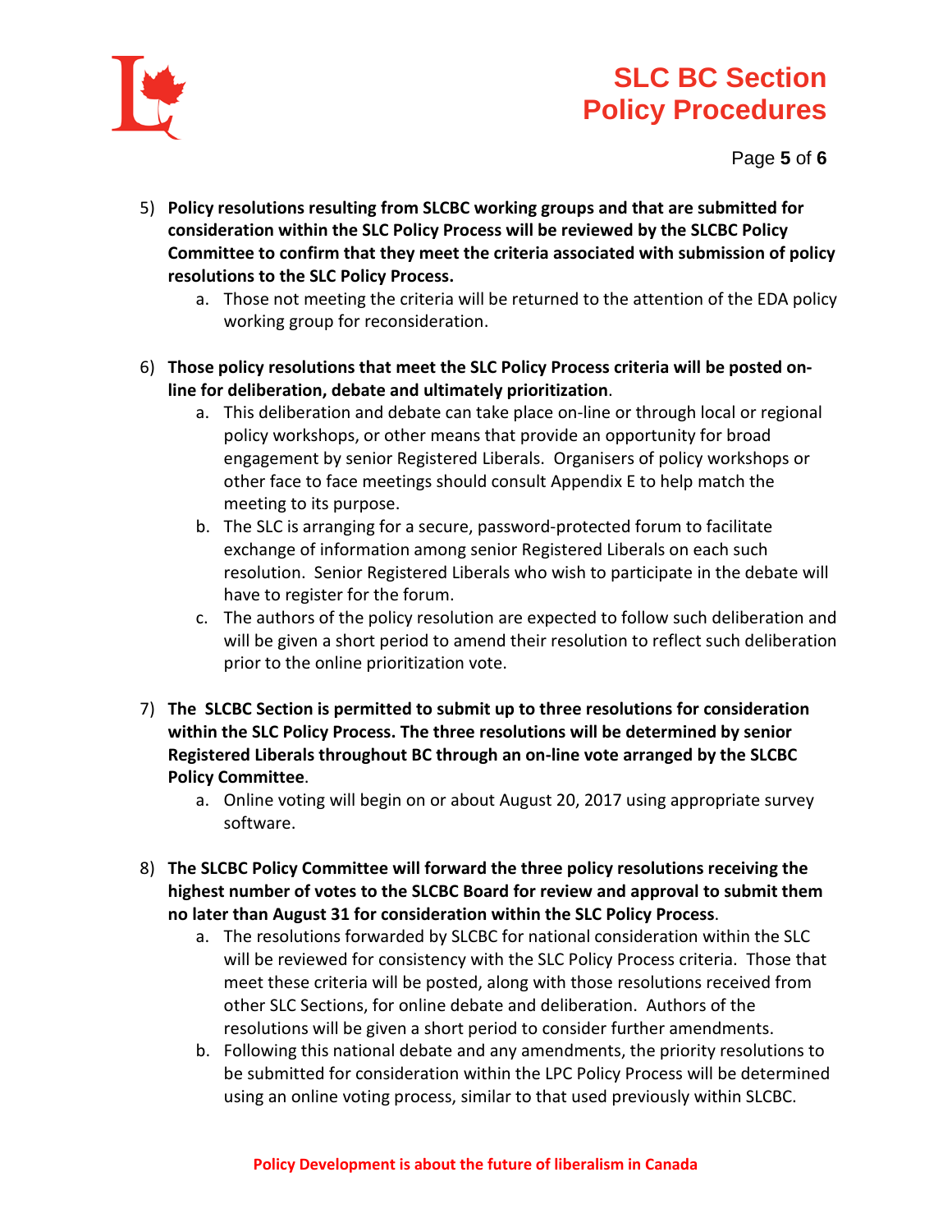5) **Policy resolutions resulting from SLCBC working groups and that are submitted for consideration within the SLC Policy Process will be reviewed by the SLCBC Policy Committee to confirm that they meet the criteria associated with submission of policy resolutions to the SLC Policy Process.**
    a. Those not meeting the criteria will be returned to the attention of the EDA policy working group for reconsideration.

6) **Those policy resolutions that meet the SLC Policy Process criteria will be posted on-line for deliberation, debate and ultimately prioritization**.
    a. This deliberation and debate can take place on-line or through local or regional policy workshops, or other means that provide an opportunity for broad engagement by senior Registered Liberals. Organisers of policy workshops or other face to face meetings should consult Appendix E to help match the meeting to its purpose.
    b. The SLC is arranging for a secure, password-protected forum to facilitate exchange of information among senior Registered Liberals on each such resolution. Senior Registered Liberals who wish to participate in the debate will have to register for the forum.
    c. The authors of the policy resolution are expected to follow such deliberation and will be given a short period to amend their resolution to reflect such deliberation prior to the online prioritization vote.

7) **The SLCBC Section is permitted to submit up to three resolutions for consideration within the SLC Policy Process. The three resolutions will be determined by senior Registered Liberals throughout BC through an on-line vote arranged by the SLCBC Policy Committee**.
    a. Online voting will begin on or about August 20, 2017 using appropriate survey software.

8) **The SLCBC Policy Committee will forward the three policy resolutions receiving the highest number of votes to the SLCBC Board for review and approval to submit them no later than August 31 for consideration within the SLC Policy Process**.
    a. The resolutions forwarded by SLCBC for national consideration within the SLC will be reviewed for consistency with the SLC Policy Process criteria. Those that meet these criteria will be posted, along with those resolutions received from other SLC Sections, for online debate and deliberation. Authors of the resolutions will be given a short period to consider further amendments.
    b. Following this national debate and any amendments, the priority resolutions to be submitted for consideration within the LPC Policy Process will be determined using an online voting process, similar to that used previously within SLCBC.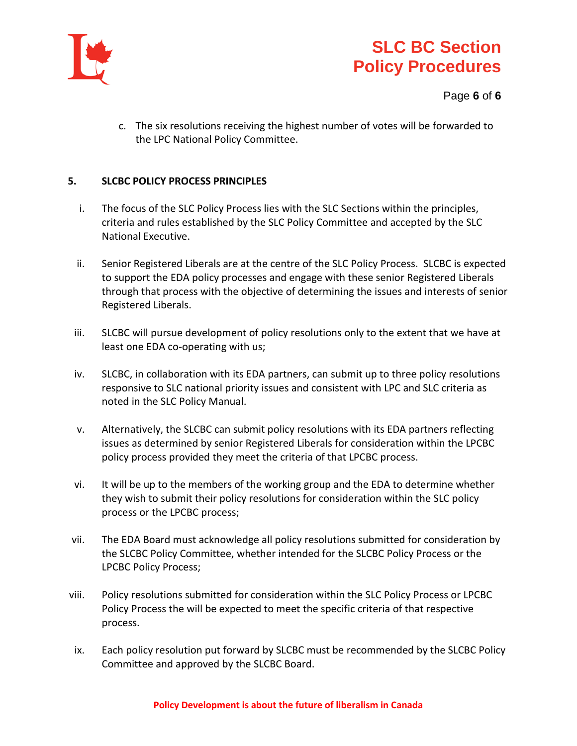c. The six resolutions receiving the highest number of votes will be forwarded to the LPC National Policy Committee.

## 5. SLCBC POLICY PROCESS PRINCIPLES

i. The focus of the SLC Policy Process lies with the SLC Sections within the principles, criteria and rules established by the SLC Policy Committee and accepted by the SLC National Executive.

ii. Senior Registered Liberals are at the centre of the SLC Policy Process. SLCBC is expected to support the EDA policy processes and engage with these senior Registered Liberals through that process with the objective of determining the issues and interests of senior Registered Liberals.

iii. SLCBC will pursue development of policy resolutions only to the extent that we have at least one EDA co-operating with us;

iv. SLCBC, in collaboration with its EDA partners, can submit up to three policy resolutions responsive to SLC national priority issues and consistent with LPC and SLC criteria as noted in the SLC Policy Manual.

v. Alternatively, the SLCBC can submit policy resolutions with its EDA partners reflecting issues as determined by senior Registered Liberals for consideration within the LPCBC policy process provided they meet the criteria of that LPCBC process.

vi. It will be up to the members of the working group and the EDA to determine whether they wish to submit their policy resolutions for consideration within the SLC policy process or the LPCBC process;

vii. The EDA Board must acknowledge all policy resolutions submitted for consideration by the SLCBC Policy Committee, whether intended for the SLCBC Policy Process or the LPCBC Policy Process;

viii. Policy resolutions submitted for consideration within the SLC Policy Process or LPCBC Policy Process the will be expected to meet the specific criteria of that respective process.

ix. Each policy resolution put forward by SLCBC must be recommended by the SLCBC Policy Committee and approved by the SLCBC Board.

**Policy Development is about the future of liberalism in Canada**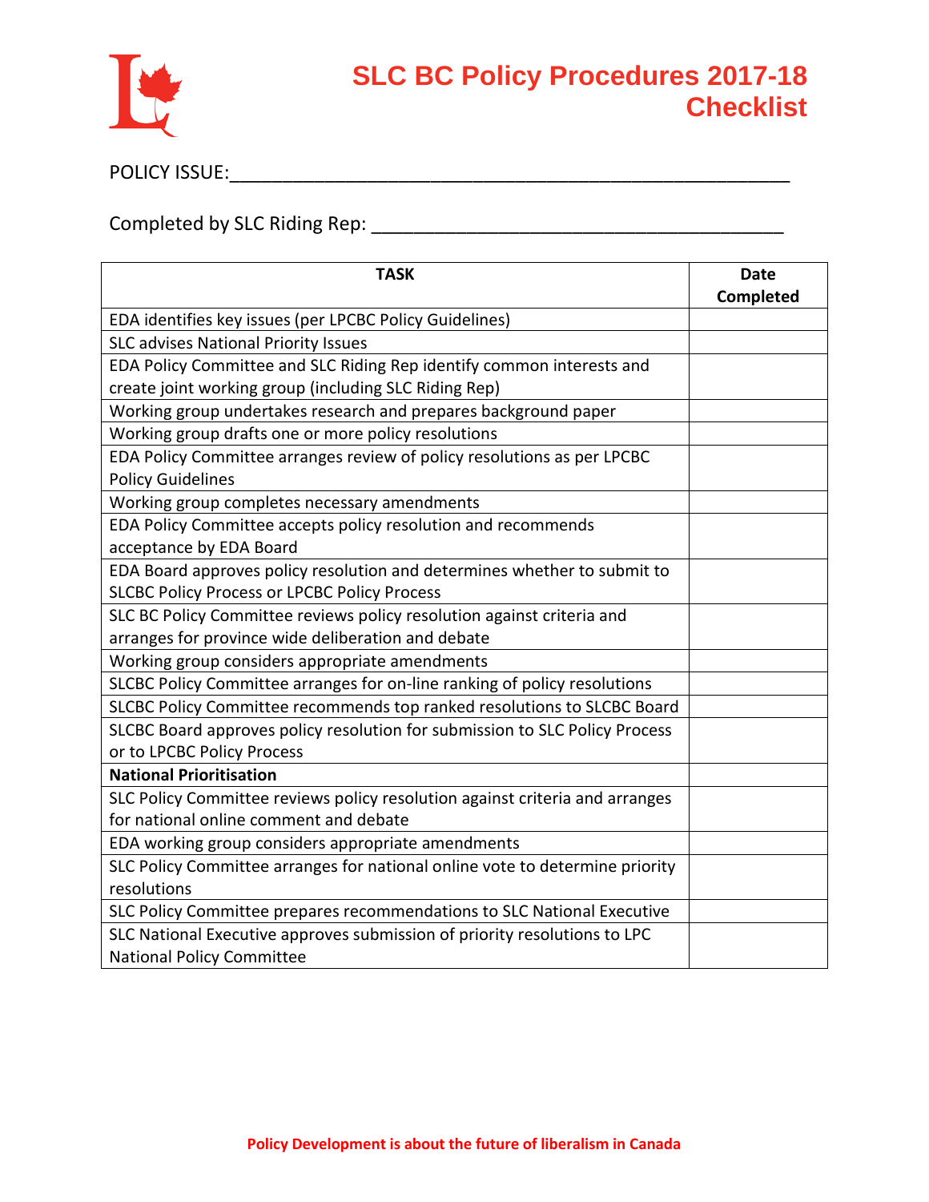# SLC BC Policy Procedures 2017-18 Checklist

POLICY ISSUE:\_\_\_\_\_\_\_\_\_\_\_\_\_\_\_\_\_\_\_\_\_\_\_\_\_\_\_\_\_\_\_\_\_\_\_\_\_\_\_\_\_\_\_\_\_\_\_\_\_\_\_\_\_\_\_\_

Completed by SLC Riding Rep: \_\_\_\_\_\_\_\_\_\_\_\_\_\_\_\_\_\_\_\_\_\_\_\_\_\_\_\_\_\_\_\_\_\_\_\_\_\_\_\_\_\_

| TASK | Date Completed |
|---|---|
| EDA identifies key issues (per LPCBC Policy Guidelines) | |
| SLC advises National Priority Issues | |
| EDA Policy Committee and SLC Riding Rep identify common interests and create joint working group (including SLC Riding Rep) | |
| Working group undertakes research and prepares background paper | |
| Working group drafts one or more policy resolutions | |
| EDA Policy Committee arranges review of policy resolutions as per LPCBC Policy Guidelines | |
| Working group completes necessary amendments | |
| EDA Policy Committee accepts policy resolution and recommends acceptance by EDA Board | |
| EDA Board approves policy resolution and determines whether to submit to SLCBC Policy Process or LPCBC Policy Process | |
| SLC BC Policy Committee reviews policy resolution against criteria and arranges for province wide deliberation and debate | |
| Working group considers appropriate amendments | |
| SLCBC Policy Committee arranges for on-line ranking of policy resolutions | |
| SLCBC Policy Committee recommends top ranked resolutions to SLCBC Board | |
| SLCBC Board approves policy resolution for submission to SLC Policy Process or to LPCBC Policy Process | |
| **National Prioritisation** | |
| SLC Policy Committee reviews policy resolution against criteria and arranges for national online comment and debate | |
| EDA working group considers appropriate amendments | |
| SLC Policy Committee arranges for national online vote to determine priority resolutions | |
| SLC Policy Committee prepares recommendations to SLC National Executive | |
| SLC National Executive approves submission of priority resolutions to LPC National Policy Committee | |

**Policy Development is about the future of liberalism in Canada**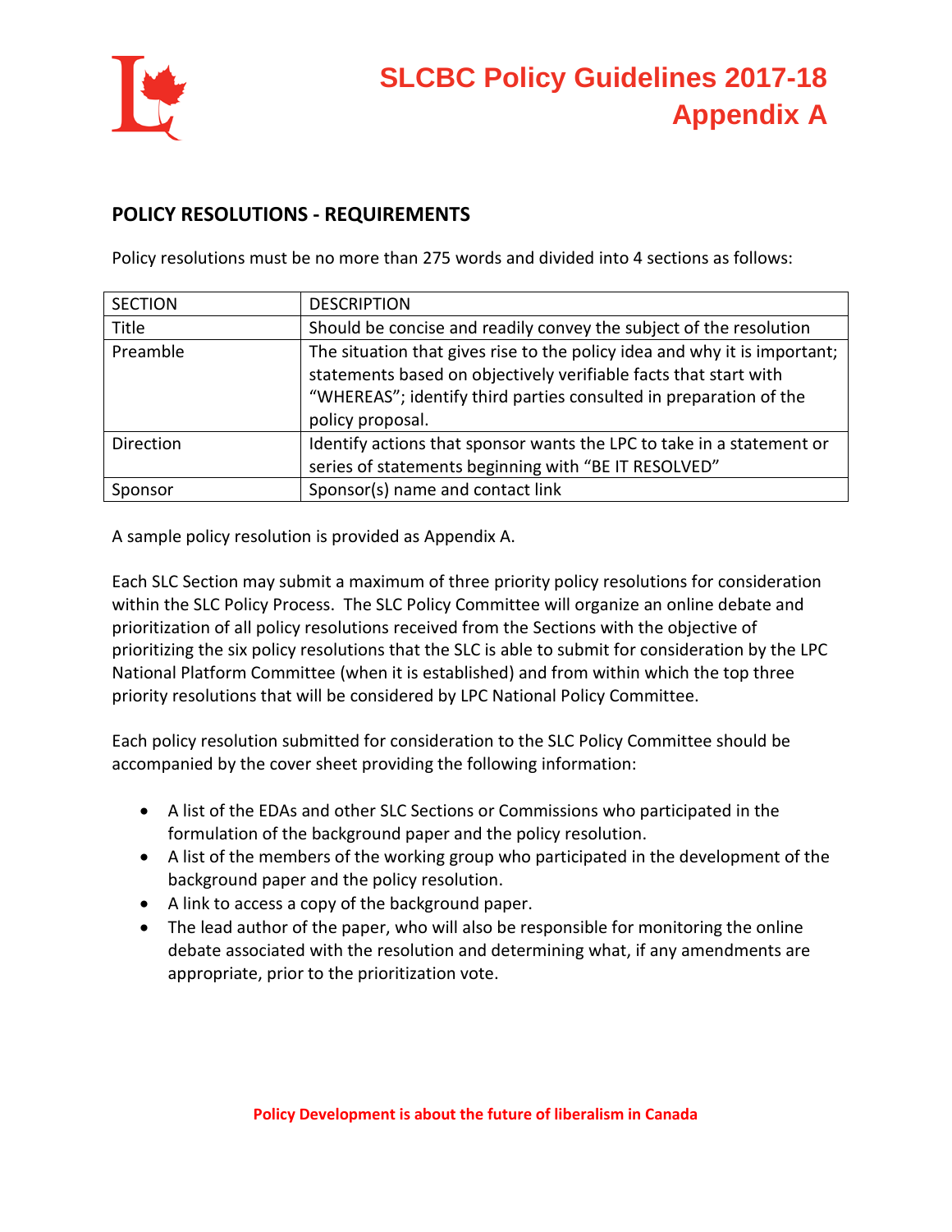# SLCBC Policy Guidelines 2017-18
# Appendix A

## POLICY RESOLUTIONS - REQUIREMENTS

Policy resolutions must be no more than 275 words and divided into 4 sections as follows:

| SECTION | DESCRIPTION |
|---|---|
| Title | Should be concise and readily convey the subject of the resolution |
| Preamble | The situation that gives rise to the policy idea and why it is important; statements based on objectively verifiable facts that start with "WHEREAS"; identify third parties consulted in preparation of the policy proposal. |
| Direction | Identify actions that sponsor wants the LPC to take in a statement or series of statements beginning with "BE IT RESOLVED" |
| Sponsor | Sponsor(s) name and contact link |

A sample policy resolution is provided as Appendix A.

Each SLC Section may submit a maximum of three priority policy resolutions for consideration within the SLC Policy Process. The SLC Policy Committee will organize an online debate and prioritization of all policy resolutions received from the Sections with the objective of prioritizing the six policy resolutions that the SLC is able to submit for consideration by the LPC National Platform Committee (when it is established) and from within which the top three priority resolutions that will be considered by LPC National Policy Committee.

Each policy resolution submitted for consideration to the SLC Policy Committee should be accompanied by the cover sheet providing the following information:

- A list of the EDAs and other SLC Sections or Commissions who participated in the formulation of the background paper and the policy resolution.
- A list of the members of the working group who participated in the development of the background paper and the policy resolution.
- A link to access a copy of the background paper.
- The lead author of the paper, who will also be responsible for monitoring the online debate associated with the resolution and determining what, if any amendments are appropriate, prior to the prioritization vote.

**Policy Development is about the future of liberalism in Canada**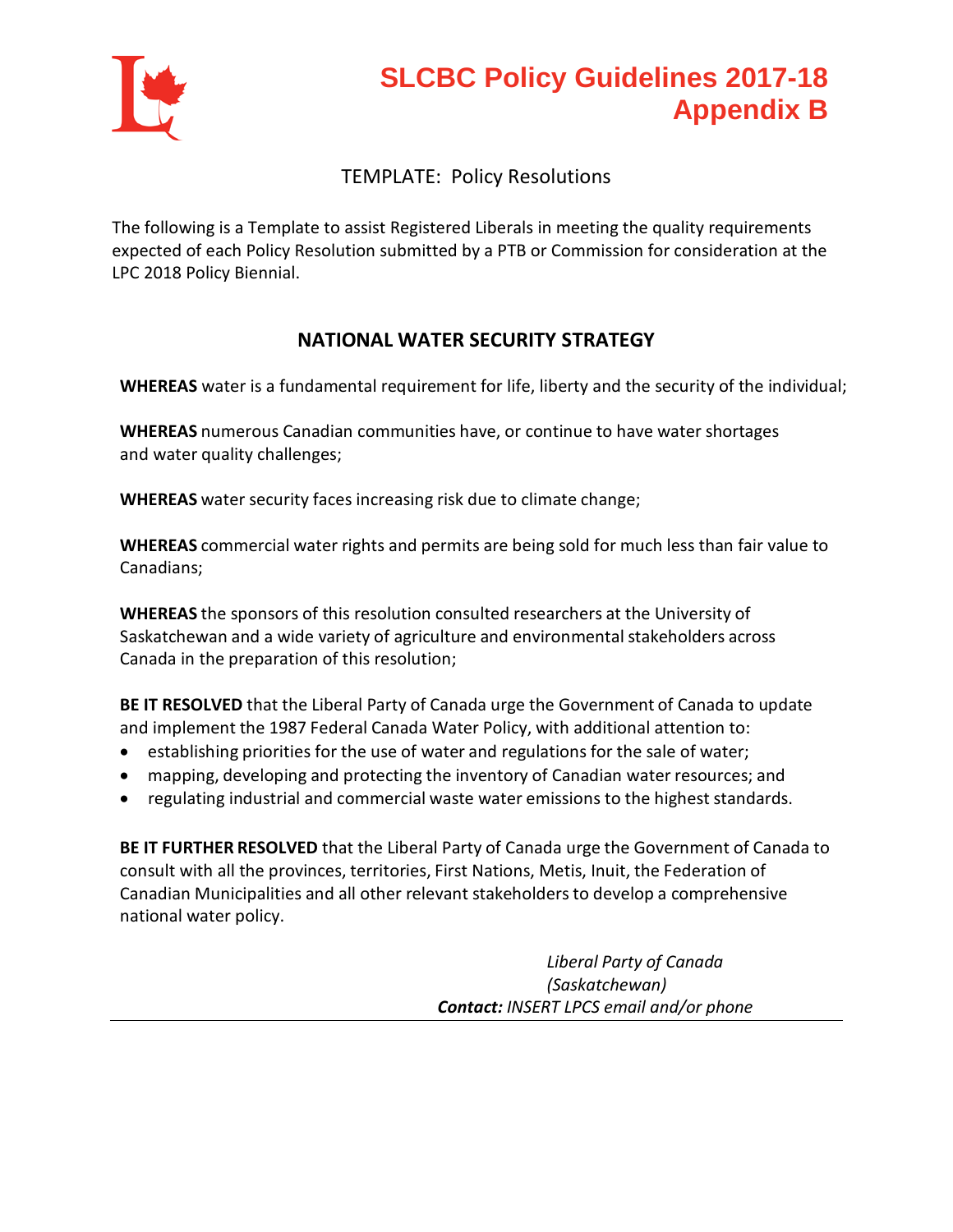# SLCBC Policy Guidelines 2017-18
# Appendix B

TEMPLATE: Policy Resolutions

The following is a Template to assist Registered Liberals in meeting the quality requirements expected of each Policy Resolution submitted by a PTB or Commission for consideration at the LPC 2018 Policy Biennial.

## NATIONAL WATER SECURITY STRATEGY

**WHEREAS** water is a fundamental requirement for life, liberty and the security of the individual;

**WHEREAS** numerous Canadian communities have, or continue to have water shortages and water quality challenges;

**WHEREAS** water security faces increasing risk due to climate change;

**WHEREAS** commercial water rights and permits are being sold for much less than fair value to Canadians;

**WHEREAS** the sponsors of this resolution consulted researchers at the University of Saskatchewan and a wide variety of agriculture and environmental stakeholders across Canada in the preparation of this resolution;

**BE IT RESOLVED** that the Liberal Party of Canada urge the Government of Canada to update and implement the 1987 Federal Canada Water Policy, with additional attention to:

- establishing priorities for the use of water and regulations for the sale of water;
- mapping, developing and protecting the inventory of Canadian water resources; and
- regulating industrial and commercial waste water emissions to the highest standards.

**BE IT FURTHER RESOLVED** that the Liberal Party of Canada urge the Government of Canada to consult with all the provinces, territories, First Nations, Metis, Inuit, the Federation of Canadian Municipalities and all other relevant stakeholders to develop a comprehensive national water policy.

*Liberal Party of Canada*
*(Saskatchewan)*
***Contact:*** *INSERT LPCS email and/or phone*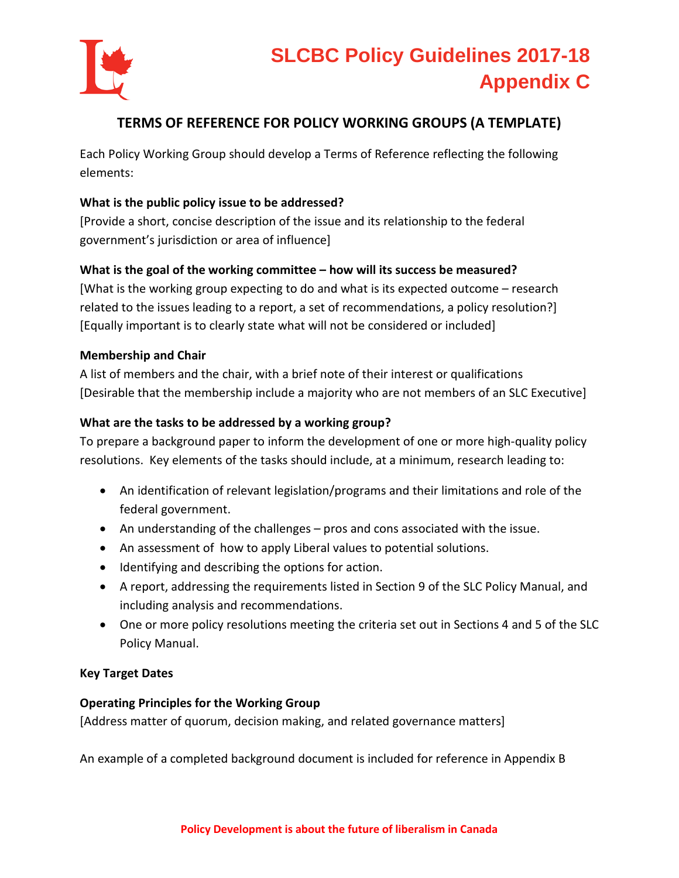# SLCBC Policy Guidelines 2017-18
# Appendix C

## TERMS OF REFERENCE FOR POLICY WORKING GROUPS (A TEMPLATE)

Each Policy Working Group should develop a Terms of Reference reflecting the following elements:

**What is the public policy issue to be addressed?**
[Provide a short, concise description of the issue and its relationship to the federal government's jurisdiction or area of influence]

**What is the goal of the working committee – how will its success be measured?**
[What is the working group expecting to do and what is its expected outcome – research related to the issues leading to a report, a set of recommendations, a policy resolution?]
[Equally important is to clearly state what will not be considered or included]

**Membership and Chair**
A list of members and the chair, with a brief note of their interest or qualifications
[Desirable that the membership include a majority who are not members of an SLC Executive]

**What are the tasks to be addressed by a working group?**
To prepare a background paper to inform the development of one or more high-quality policy resolutions. Key elements of the tasks should include, at a minimum, research leading to:

- An identification of relevant legislation/programs and their limitations and role of the federal government.
- An understanding of the challenges – pros and cons associated with the issue.
- An assessment of how to apply Liberal values to potential solutions.
- Identifying and describing the options for action.
- A report, addressing the requirements listed in Section 9 of the SLC Policy Manual, and including analysis and recommendations.
- One or more policy resolutions meeting the criteria set out in Sections 4 and 5 of the SLC Policy Manual.

**Key Target Dates**

**Operating Principles for the Working Group**
[Address matter of quorum, decision making, and related governance matters]

An example of a completed background document is included for reference in Appendix B

**Policy Development is about the future of liberalism in Canada**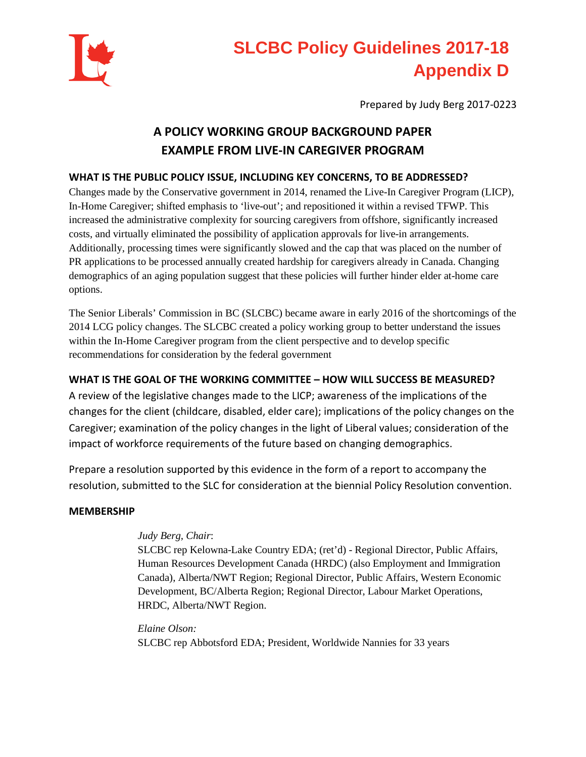# SLCBC Policy Guidelines 2017-18
# Appendix D

Prepared by Judy Berg 2017-0223

## A POLICY WORKING GROUP BACKGROUND PAPER
## EXAMPLE FROM LIVE-IN CAREGIVER PROGRAM

### WHAT IS THE PUBLIC POLICY ISSUE, INCLUDING KEY CONCERNS, TO BE ADDRESSED?

Changes made by the Conservative government in 2014, renamed the Live-In Caregiver Program (LICP), In-Home Caregiver; shifted emphasis to 'live-out'; and repositioned it within a revised TFWP. This increased the administrative complexity for sourcing caregivers from offshore, significantly increased costs, and virtually eliminated the possibility of application approvals for live-in arrangements. Additionally, processing times were significantly slowed and the cap that was placed on the number of PR applications to be processed annually created hardship for caregivers already in Canada. Changing demographics of an aging population suggest that these policies will further hinder elder at-home care options.

The Senior Liberals' Commission in BC (SLCBC) became aware in early 2016 of the shortcomings of the 2014 LCG policy changes. The SLCBC created a policy working group to better understand the issues within the In-Home Caregiver program from the client perspective and to develop specific recommendations for consideration by the federal government

### WHAT IS THE GOAL OF THE WORKING COMMITTEE – HOW WILL SUCCESS BE MEASURED?

A review of the legislative changes made to the LICP; awareness of the implications of the changes for the client (childcare, disabled, elder care); implications of the policy changes on the Caregiver; examination of the policy changes in the light of Liberal values; consideration of the impact of workforce requirements of the future based on changing demographics.

Prepare a resolution supported by this evidence in the form of a report to accompany the resolution, submitted to the SLC for consideration at the biennial Policy Resolution convention.

### MEMBERSHIP

*Judy Berg, Chair*:
SLCBC rep Kelowna-Lake Country EDA; (ret'd) - Regional Director, Public Affairs, Human Resources Development Canada (HRDC) (also Employment and Immigration Canada), Alberta/NWT Region; Regional Director, Public Affairs, Western Economic Development, BC/Alberta Region; Regional Director, Labour Market Operations, HRDC, Alberta/NWT Region.

*Elaine Olson:*
SLCBC rep Abbotsford EDA; President, Worldwide Nannies for 33 years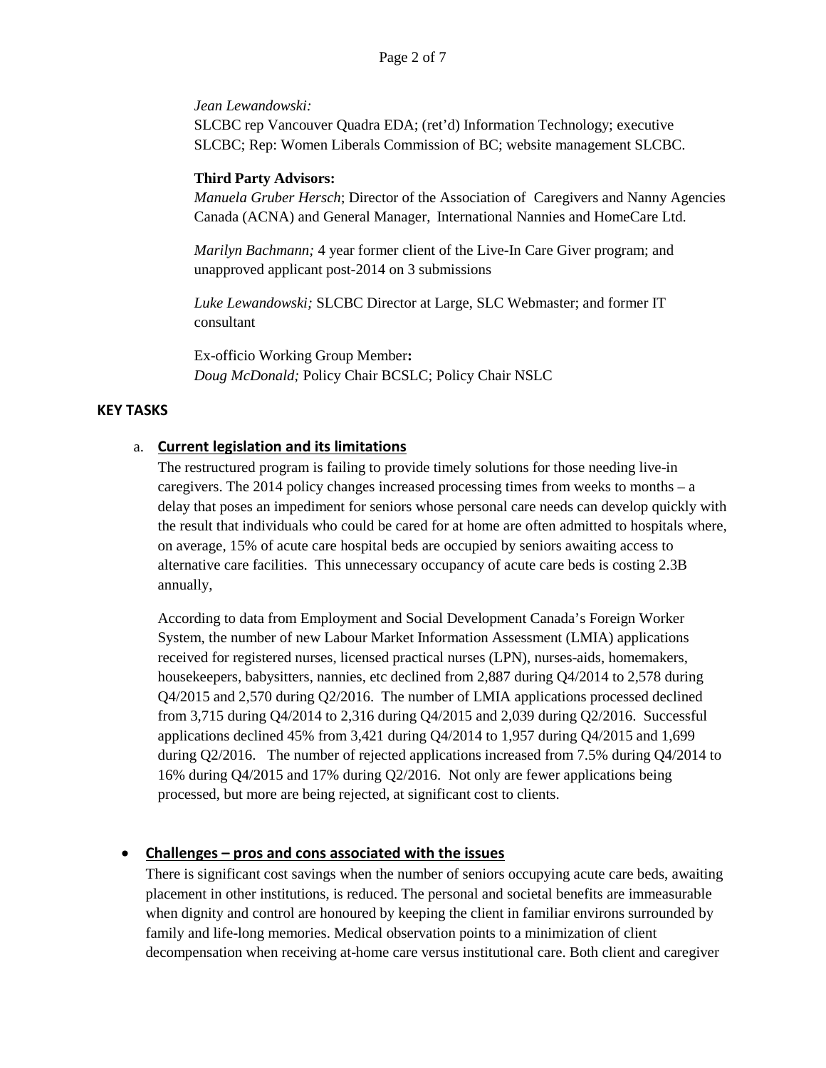*Jean Lewandowski:*
SLCBC rep Vancouver Quadra EDA; (ret'd) Information Technology; executive SLCBC; Rep: Women Liberals Commission of BC; website management SLCBC.

**Third Party Advisors:**
*Manuela Gruber Hersch*; Director of the Association of Caregivers and Nanny Agencies Canada (ACNA) and General Manager, International Nannies and HomeCare Ltd.

*Marilyn Bachmann;* 4 year former client of the Live-In Care Giver program; and unapproved applicant post-2014 on 3 submissions

*Luke Lewandowski;* SLCBC Director at Large, SLC Webmaster; and former IT consultant

Ex-officio Working Group Member**:**
*Doug McDonald;* Policy Chair BCSLC; Policy Chair NSLC

## KEY TASKS

a. **Current legislation and its limitations**

The restructured program is failing to provide timely solutions for those needing live-in caregivers. The 2014 policy changes increased processing times from weeks to months – a delay that poses an impediment for seniors whose personal care needs can develop quickly with the result that individuals who could be cared for at home are often admitted to hospitals where, on average, 15% of acute care hospital beds are occupied by seniors awaiting access to alternative care facilities. This unnecessary occupancy of acute care beds is costing 2.3B annually,

According to data from Employment and Social Development Canada's Foreign Worker System, the number of new Labour Market Information Assessment (LMIA) applications received for registered nurses, licensed practical nurses (LPN), nurses-aids, homemakers, housekeepers, babysitters, nannies, etc declined from 2,887 during Q4/2014 to 2,578 during Q4/2015 and 2,570 during Q2/2016. The number of LMIA applications processed declined from 3,715 during Q4/2014 to 2,316 during Q4/2015 and 2,039 during Q2/2016. Successful applications declined 45% from 3,421 during Q4/2014 to 1,957 during Q4/2015 and 1,699 during Q2/2016. The number of rejected applications increased from 7.5% during Q4/2014 to 16% during Q4/2015 and 17% during Q2/2016. Not only are fewer applications being processed, but more are being rejected, at significant cost to clients.

- **Challenges – pros and cons associated with the issues**

There is significant cost savings when the number of seniors occupying acute care beds, awaiting placement in other institutions, is reduced. The personal and societal benefits are immeasurable when dignity and control are honoured by keeping the client in familiar environs surrounded by family and life-long memories. Medical observation points to a minimization of client decompensation when receiving at-home care versus institutional care. Both client and caregiver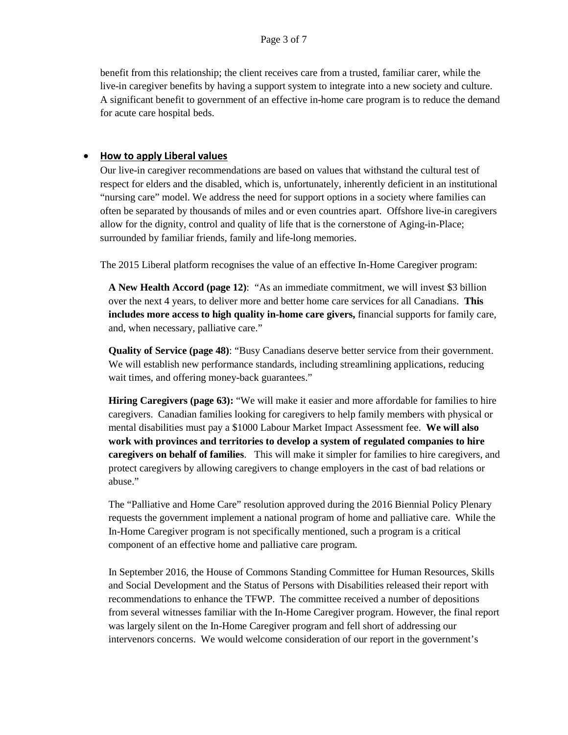benefit from this relationship; the client receives care from a trusted, familiar carer, while the live-in caregiver benefits by having a support system to integrate into a new society and culture. A significant benefit to government of an effective in-home care program is to reduce the demand for acute care hospital beds.

- **How to apply Liberal values**

Our live-in caregiver recommendations are based on values that withstand the cultural test of respect for elders and the disabled, which is, unfortunately, inherently deficient in an institutional "nursing care" model. We address the need for support options in a society where families can often be separated by thousands of miles and or even countries apart. Offshore live-in caregivers allow for the dignity, control and quality of life that is the cornerstone of Aging-in-Place; surrounded by familiar friends, family and life-long memories.

The 2015 Liberal platform recognises the value of an effective In-Home Caregiver program:

> **A New Health Accord (page 12)**: "As an immediate commitment, we will invest $3 billion over the next 4 years, to deliver more and better home care services for all Canadians. **This includes more access to high quality in-home care givers,** financial supports for family care, and, when necessary, palliative care."
>
> **Quality of Service (page 48)**: "Busy Canadians deserve better service from their government. We will establish new performance standards, including streamlining applications, reducing wait times, and offering money-back guarantees."
>
> **Hiring Caregivers (page 63):** "We will make it easier and more affordable for families to hire caregivers. Canadian families looking for caregivers to help family members with physical or mental disabilities must pay a $1000 Labour Market Impact Assessment fee. **We will also work with provinces and territories to develop a system of regulated companies to hire caregivers on behalf of families**. This will make it simpler for families to hire caregivers, and protect caregivers by allowing caregivers to change employers in the cast of bad relations or abuse."

The "Palliative and Home Care" resolution approved during the 2016 Biennial Policy Plenary requests the government implement a national program of home and palliative care. While the In-Home Caregiver program is not specifically mentioned, such a program is a critical component of an effective home and palliative care program.

In September 2016, the House of Commons Standing Committee for Human Resources, Skills and Social Development and the Status of Persons with Disabilities released their report with recommendations to enhance the TFWP. The committee received a number of depositions from several witnesses familiar with the In-Home Caregiver program. However, the final report was largely silent on the In-Home Caregiver program and fell short of addressing our intervenors concerns. We would welcome consideration of our report in the government's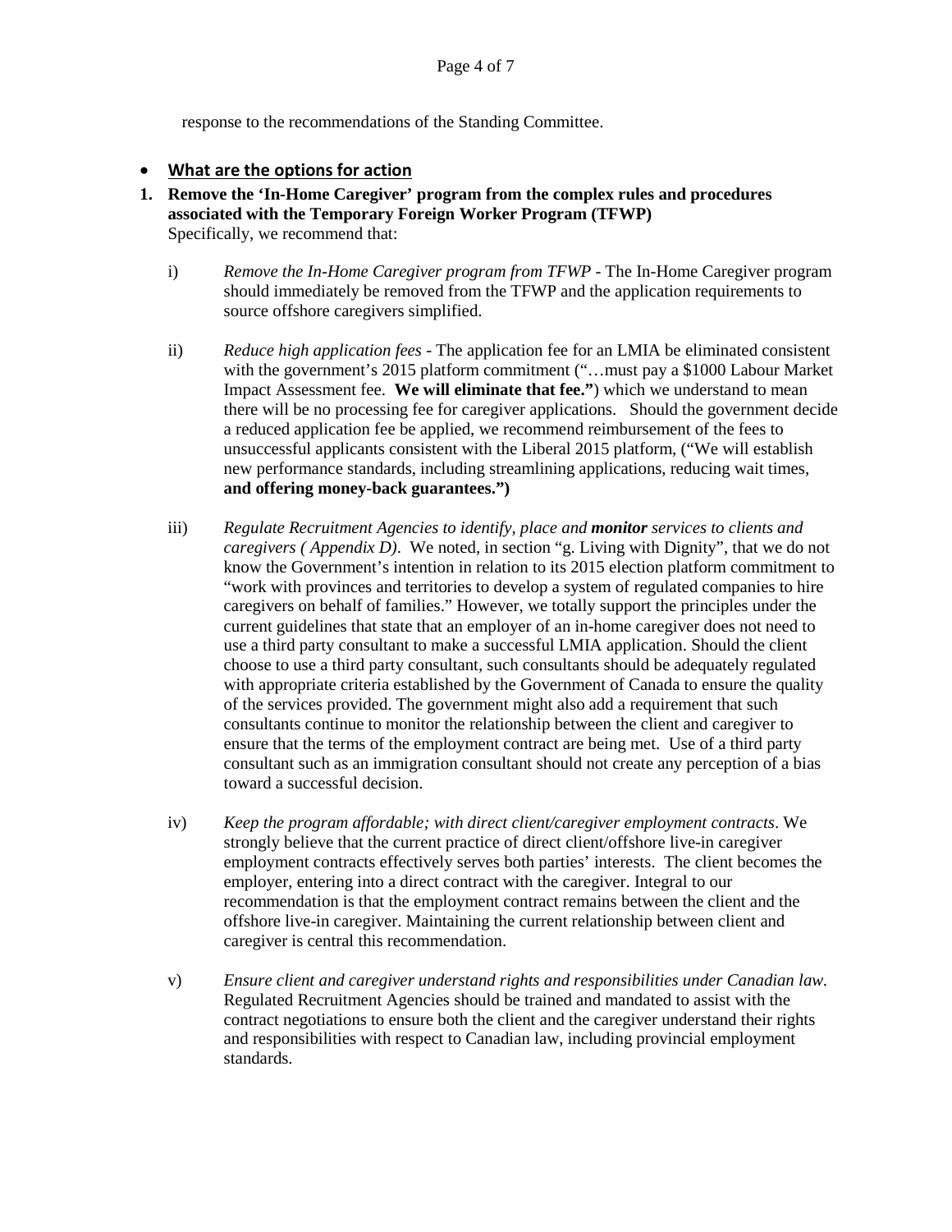response to the recommendations of the Standing Committee.

- **What are the options for action**

**1. Remove the 'In-Home Caregiver' program from the complex rules and procedures associated with the Temporary Foreign Worker Program (TFWP)**
Specifically, we recommend that:

i) *Remove the In-Home Caregiver program from TFWP* - The In-Home Caregiver program should immediately be removed from the TFWP and the application requirements to source offshore caregivers simplified.

ii) *Reduce high application fees* - The application fee for an LMIA be eliminated consistent with the government's 2015 platform commitment ("…must pay a $1000 Labour Market Impact Assessment fee. **We will eliminate that fee."**) which we understand to mean there will be no processing fee for caregiver applications. Should the government decide a reduced application fee be applied, we recommend reimbursement of the fees to unsuccessful applicants consistent with the Liberal 2015 platform, ("We will establish new performance standards, including streamlining applications, reducing wait times, **and offering money-back guarantees.")**

iii) *Regulate Recruitment Agencies to identify, place and* ***monitor*** *services to clients and caregivers ( Appendix D)*. We noted, in section "g. Living with Dignity", that we do not know the Government's intention in relation to its 2015 election platform commitment to "work with provinces and territories to develop a system of regulated companies to hire caregivers on behalf of families." However, we totally support the principles under the current guidelines that state that an employer of an in-home caregiver does not need to use a third party consultant to make a successful LMIA application. Should the client choose to use a third party consultant, such consultants should be adequately regulated with appropriate criteria established by the Government of Canada to ensure the quality of the services provided. The government might also add a requirement that such consultants continue to monitor the relationship between the client and caregiver to ensure that the terms of the employment contract are being met. Use of a third party consultant such as an immigration consultant should not create any perception of a bias toward a successful decision.

iv) *Keep the program affordable; with direct client/caregiver employment contracts*. We strongly believe that the current practice of direct client/offshore live-in caregiver employment contracts effectively serves both parties' interests. The client becomes the employer, entering into a direct contract with the caregiver. Integral to our recommendation is that the employment contract remains between the client and the offshore live-in caregiver. Maintaining the current relationship between client and caregiver is central this recommendation.

v) *Ensure client and caregiver understand rights and responsibilities under Canadian law.* Regulated Recruitment Agencies should be trained and mandated to assist with the contract negotiations to ensure both the client and the caregiver understand their rights and responsibilities with respect to Canadian law, including provincial employment standards.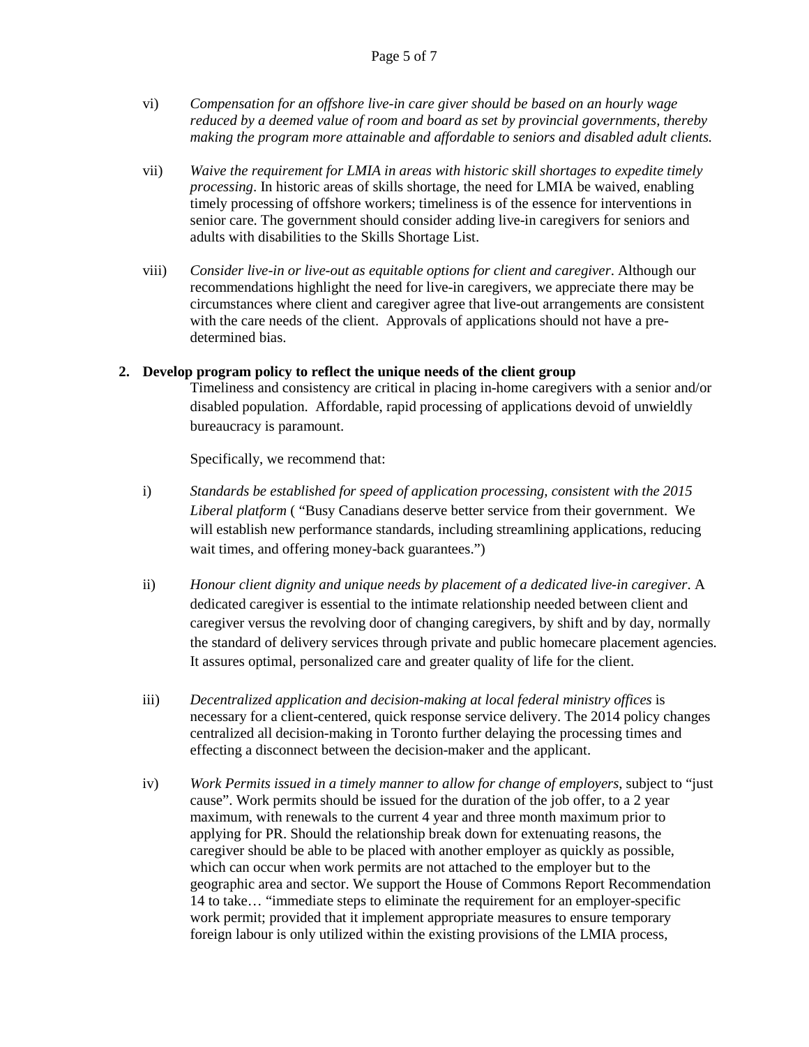vi) *Compensation for an offshore live-in care giver should be based on an hourly wage reduced by a deemed value of room and board as set by provincial governments, thereby making the program more attainable and affordable to seniors and disabled adult clients.*

vii) *Waive the requirement for LMIA in areas with historic skill shortages to expedite timely processing*. In historic areas of skills shortage, the need for LMIA be waived, enabling timely processing of offshore workers; timeliness is of the essence for interventions in senior care. The government should consider adding live-in caregivers for seniors and adults with disabilities to the Skills Shortage List.

viii) *Consider live-in or live-out as equitable options for client and caregiver*. Although our recommendations highlight the need for live-in caregivers, we appreciate there may be circumstances where client and caregiver agree that live-out arrangements are consistent with the care needs of the client. Approvals of applications should not have a pre-determined bias.

**2. Develop program policy to reflect the unique needs of the client group**

Timeliness and consistency are critical in placing in-home caregivers with a senior and/or disabled population. Affordable, rapid processing of applications devoid of unwieldly bureaucracy is paramount.

Specifically, we recommend that:

i) *Standards be established for speed of application processing, consistent with the 2015 Liberal platform* ( "Busy Canadians deserve better service from their government. We will establish new performance standards, including streamlining applications, reducing wait times, and offering money-back guarantees.")

ii) *Honour client dignity and unique needs by placement of a dedicated live-in caregiver*. A dedicated caregiver is essential to the intimate relationship needed between client and caregiver versus the revolving door of changing caregivers, by shift and by day, normally the standard of delivery services through private and public homecare placement agencies. It assures optimal, personalized care and greater quality of life for the client.

iii) *Decentralized application and decision-making at local federal ministry offices* is necessary for a client-centered, quick response service delivery. The 2014 policy changes centralized all decision-making in Toronto further delaying the processing times and effecting a disconnect between the decision-maker and the applicant.

iv) *Work Permits issued in a timely manner to allow for change of employers*, subject to "just cause". Work permits should be issued for the duration of the job offer, to a 2 year maximum, with renewals to the current 4 year and three month maximum prior to applying for PR. Should the relationship break down for extenuating reasons, the caregiver should be able to be placed with another employer as quickly as possible, which can occur when work permits are not attached to the employer but to the geographic area and sector. We support the House of Commons Report Recommendation 14 to take… "immediate steps to eliminate the requirement for an employer-specific work permit; provided that it implement appropriate measures to ensure temporary foreign labour is only utilized within the existing provisions of the LMIA process,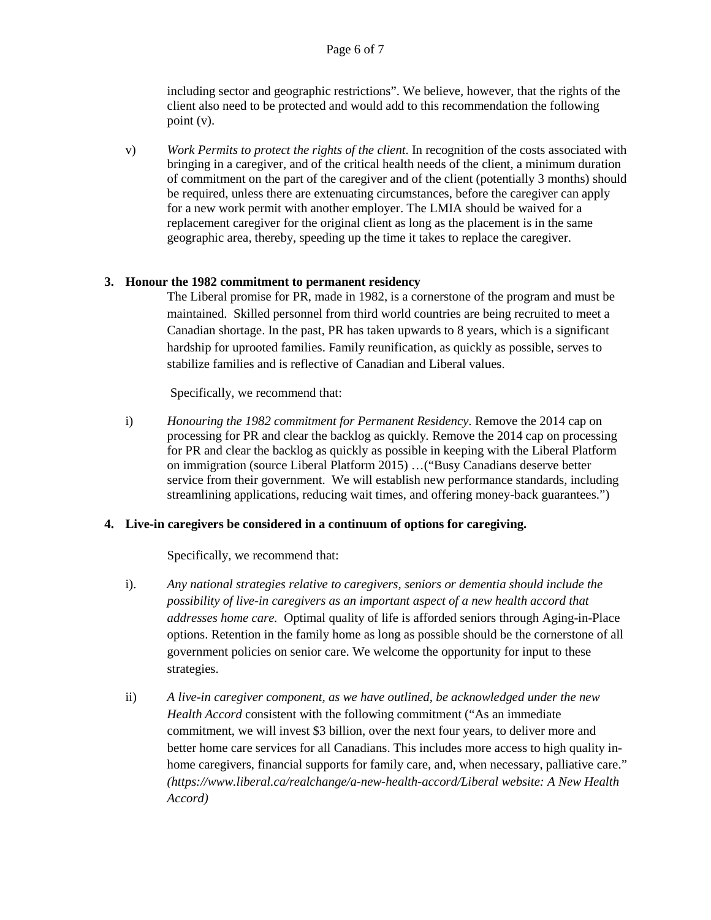including sector and geographic restrictions". We believe, however, that the rights of the client also need to be protected and would add to this recommendation the following point (v).

v) *Work Permits to protect the rights of the client*. In recognition of the costs associated with bringing in a caregiver, and of the critical health needs of the client, a minimum duration of commitment on the part of the caregiver and of the client (potentially 3 months) should be required, unless there are extenuating circumstances, before the caregiver can apply for a new work permit with another employer. The LMIA should be waived for a replacement caregiver for the original client as long as the placement is in the same geographic area, thereby, speeding up the time it takes to replace the caregiver.

**3. Honour the 1982 commitment to permanent residency**

The Liberal promise for PR, made in 1982, is a cornerstone of the program and must be maintained. Skilled personnel from third world countries are being recruited to meet a Canadian shortage. In the past, PR has taken upwards to 8 years, which is a significant hardship for uprooted families. Family reunification, as quickly as possible, serves to stabilize families and is reflective of Canadian and Liberal values.

Specifically, we recommend that:

i) *Honouring the 1982 commitment for Permanent Residency*. Remove the 2014 cap on processing for PR and clear the backlog as quickly. Remove the 2014 cap on processing for PR and clear the backlog as quickly as possible in keeping with the Liberal Platform on immigration (source Liberal Platform 2015) …("Busy Canadians deserve better service from their government. We will establish new performance standards, including streamlining applications, reducing wait times, and offering money-back guarantees.")

**4. Live-in caregivers be considered in a continuum of options for caregiving.**

Specifically, we recommend that:

i). *Any national strategies relative to caregivers, seniors or dementia should include the possibility of live-in caregivers as an important aspect of a new health accord that addresses home care.* Optimal quality of life is afforded seniors through Aging-in-Place options. Retention in the family home as long as possible should be the cornerstone of all government policies on senior care. We welcome the opportunity for input to these strategies.

ii) *A live-in caregiver component, as we have outlined, be acknowledged under the new Health Accord* consistent with the following commitment ("As an immediate commitment, we will invest $3 billion, over the next four years, to deliver more and better home care services for all Canadians. This includes more access to high quality in-home caregivers, financial supports for family care, and, when necessary, palliative care." *(https://www.liberal.ca/realchange/a-new-health-accord/Liberal website: A New Health Accord)*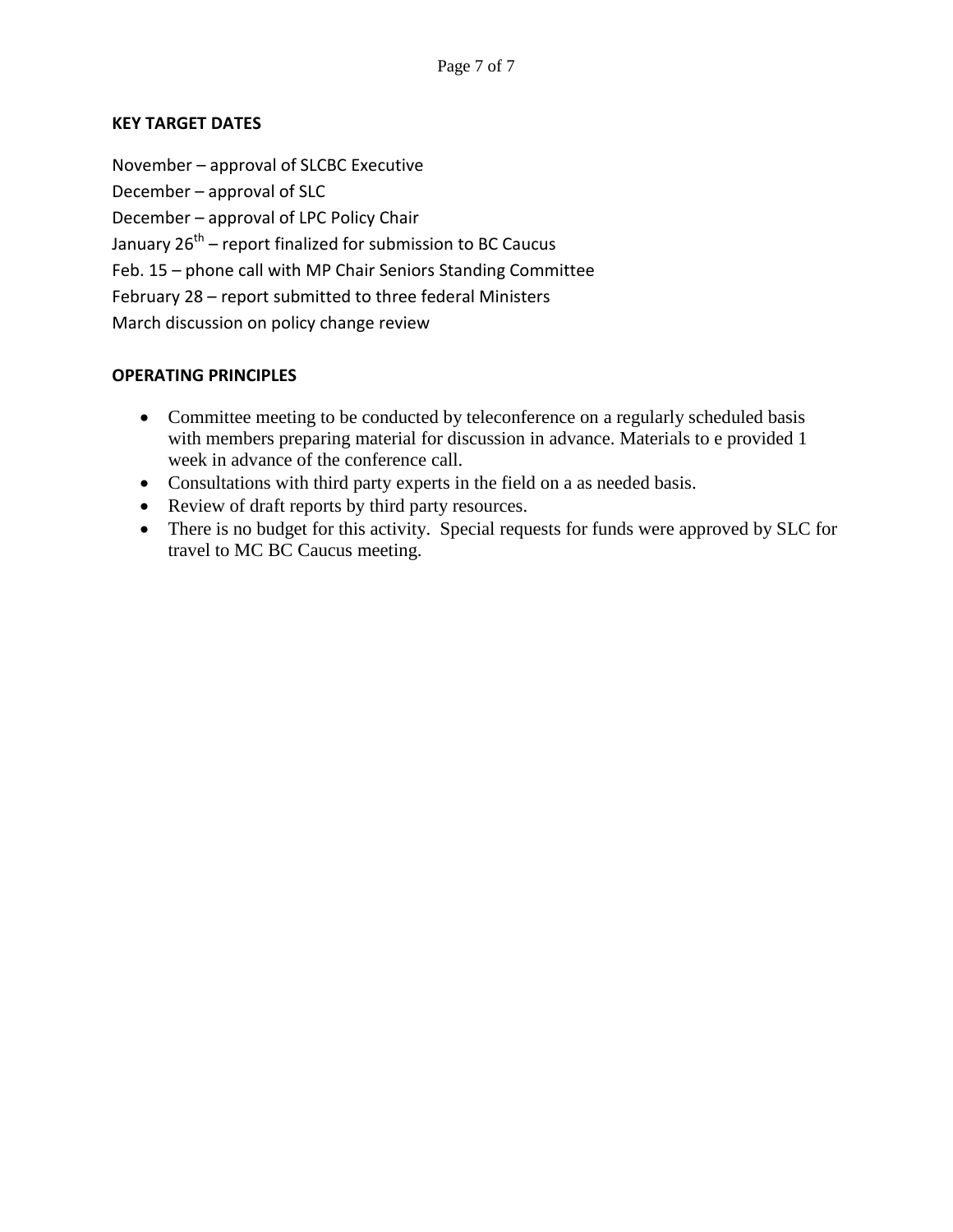**KEY TARGET DATES**

November – approval of SLCBC Executive
December – approval of SLC
December – approval of LPC Policy Chair
January 26th – report finalized for submission to BC Caucus
Feb. 15 – phone call with MP Chair Seniors Standing Committee
February 28 – report submitted to three federal Ministers
March discussion on policy change review

**OPERATING PRINCIPLES**

- Committee meeting to be conducted by teleconference on a regularly scheduled basis with members preparing material for discussion in advance. Materials to e provided 1 week in advance of the conference call.
- Consultations with third party experts in the field on a as needed basis.
- Review of draft reports by third party resources.
- There is no budget for this activity. Special requests for funds were approved by SLC for travel to MC BC Caucus meeting.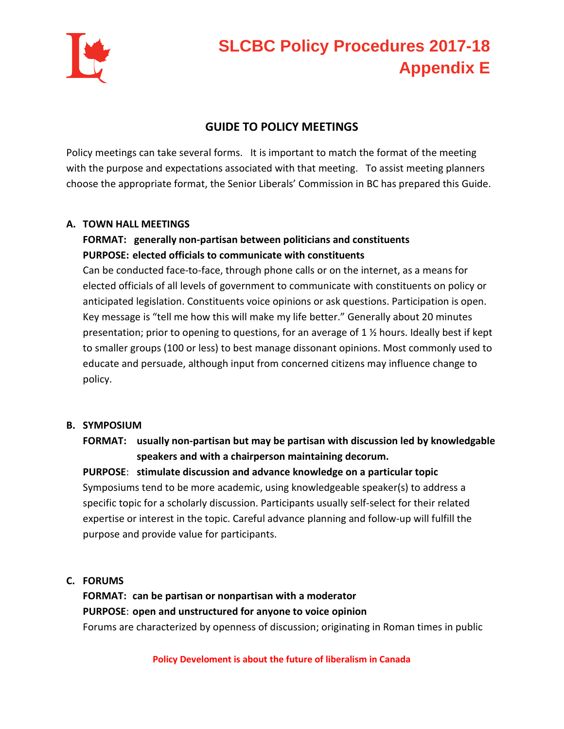## GUIDE TO POLICY MEETINGS

Policy meetings can take several forms. It is important to match the format of the meeting with the purpose and expectations associated with that meeting. To assist meeting planners choose the appropriate format, the Senior Liberals' Commission in BC has prepared this Guide.

### A. TOWN HALL MEETINGS

**FORMAT: generally non-partisan between politicians and constituents**
**PURPOSE: elected officials to communicate with constituents**

Can be conducted face-to-face, through phone calls or on the internet, as a means for elected officials of all levels of government to communicate with constituents on policy or anticipated legislation. Constituents voice opinions or ask questions. Participation is open. Key message is "tell me how this will make my life better." Generally about 20 minutes presentation; prior to opening to questions, for an average of 1 ½ hours. Ideally best if kept to smaller groups (100 or less) to best manage dissonant opinions. Most commonly used to educate and persuade, although input from concerned citizens may influence change to policy.

### B. SYMPOSIUM

**FORMAT: usually non-partisan but may be partisan with discussion led by knowledgable speakers and with a chairperson maintaining decorum.**
**PURPOSE: stimulate discussion and advance knowledge on a particular topic**

Symposiums tend to be more academic, using knowledgeable speaker(s) to address a specific topic for a scholarly discussion. Participants usually self-select for their related expertise or interest in the topic. Careful advance planning and follow-up will fulfill the purpose and provide value for participants.

### C. FORUMS

**FORMAT: can be partisan or nonpartisan with a moderator**
**PURPOSE: open and unstructured for anyone to voice opinion**

Forums are characterized by openness of discussion; originating in Roman times in public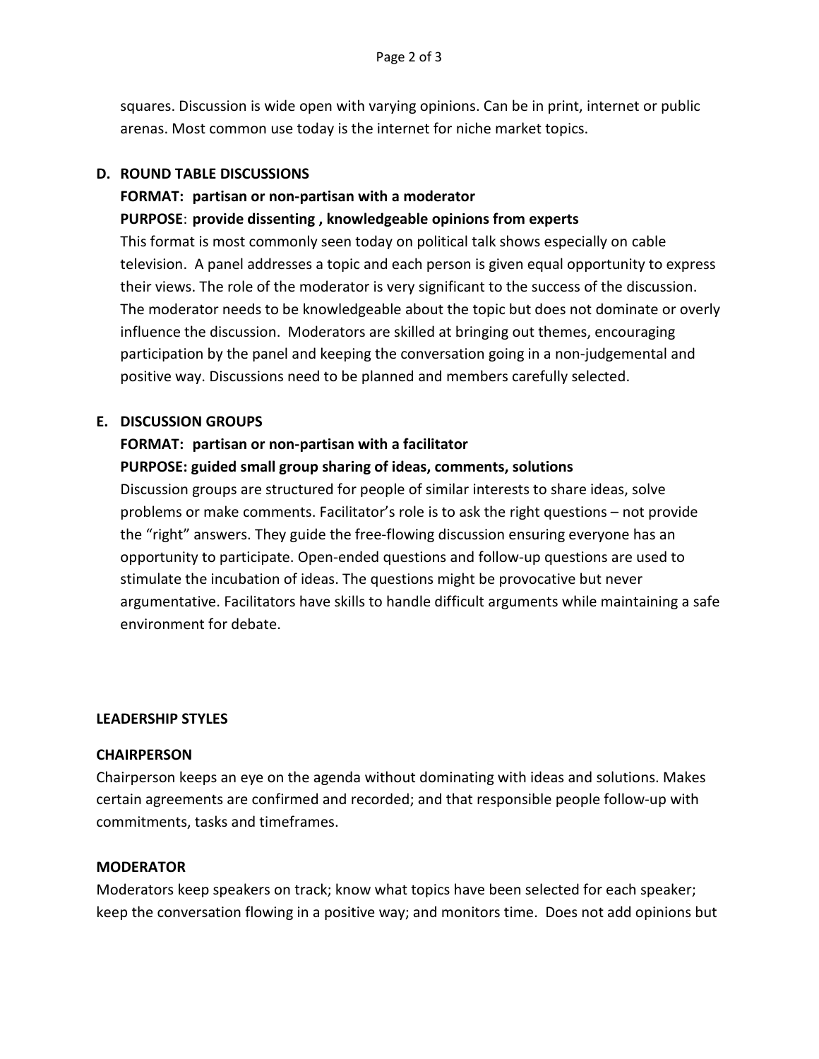squares. Discussion is wide open with varying opinions. Can be in print, internet or public arenas. Most common use today is the internet for niche market topics.

**D. ROUND TABLE DISCUSSIONS**

**FORMAT: partisan or non-partisan with a moderator**

**PURPOSE: provide dissenting , knowledgeable opinions from experts**

This format is most commonly seen today on political talk shows especially on cable television. A panel addresses a topic and each person is given equal opportunity to express their views. The role of the moderator is very significant to the success of the discussion. The moderator needs to be knowledgeable about the topic but does not dominate or overly influence the discussion. Moderators are skilled at bringing out themes, encouraging participation by the panel and keeping the conversation going in a non-judgemental and positive way. Discussions need to be planned and members carefully selected.

**E. DISCUSSION GROUPS**

**FORMAT: partisan or non-partisan with a facilitator**

**PURPOSE: guided small group sharing of ideas, comments, solutions**

Discussion groups are structured for people of similar interests to share ideas, solve problems or make comments. Facilitator's role is to ask the right questions – not provide the "right" answers. They guide the free-flowing discussion ensuring everyone has an opportunity to participate. Open-ended questions and follow-up questions are used to stimulate the incubation of ideas. The questions might be provocative but never argumentative. Facilitators have skills to handle difficult arguments while maintaining a safe environment for debate.

**LEADERSHIP STYLES**

**CHAIRPERSON**

Chairperson keeps an eye on the agenda without dominating with ideas and solutions. Makes certain agreements are confirmed and recorded; and that responsible people follow-up with commitments, tasks and timeframes.

**MODERATOR**

Moderators keep speakers on track; know what topics have been selected for each speaker; keep the conversation flowing in a positive way; and monitors time. Does not add opinions but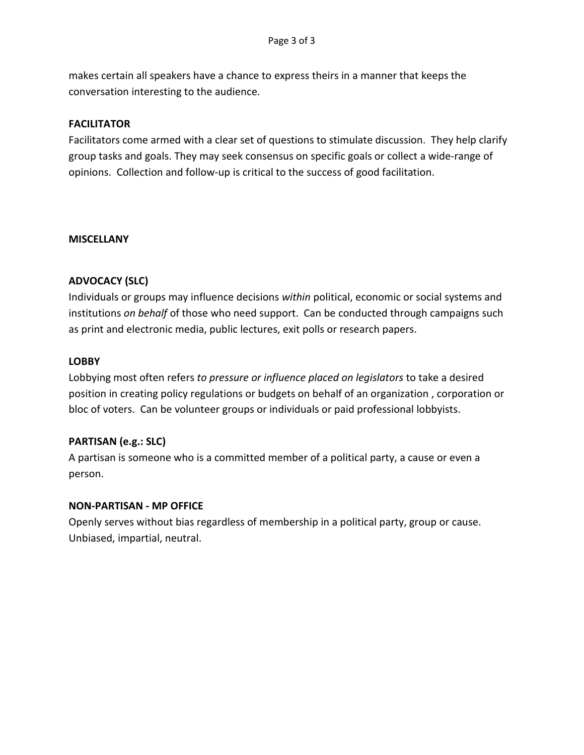makes certain all speakers have a chance to express theirs in a manner that keeps the conversation interesting to the audience.

**FACILITATOR**

Facilitators come armed with a clear set of questions to stimulate discussion. They help clarify group tasks and goals. They may seek consensus on specific goals or collect a wide-range of opinions. Collection and follow-up is critical to the success of good facilitation.

**MISCELLANY**

**ADVOCACY (SLC)**

Individuals or groups may influence decisions *within* political, economic or social systems and institutions *on behalf* of those who need support. Can be conducted through campaigns such as print and electronic media, public lectures, exit polls or research papers.

**LOBBY**

Lobbying most often refers *to pressure or influence placed on legislators* to take a desired position in creating policy regulations or budgets on behalf of an organization , corporation or bloc of voters. Can be volunteer groups or individuals or paid professional lobbyists.

**PARTISAN (e.g.: SLC)**

A partisan is someone who is a committed member of a political party, a cause or even a person.

**NON-PARTISAN - MP OFFICE**

Openly serves without bias regardless of membership in a political party, group or cause. Unbiased, impartial, neutral.